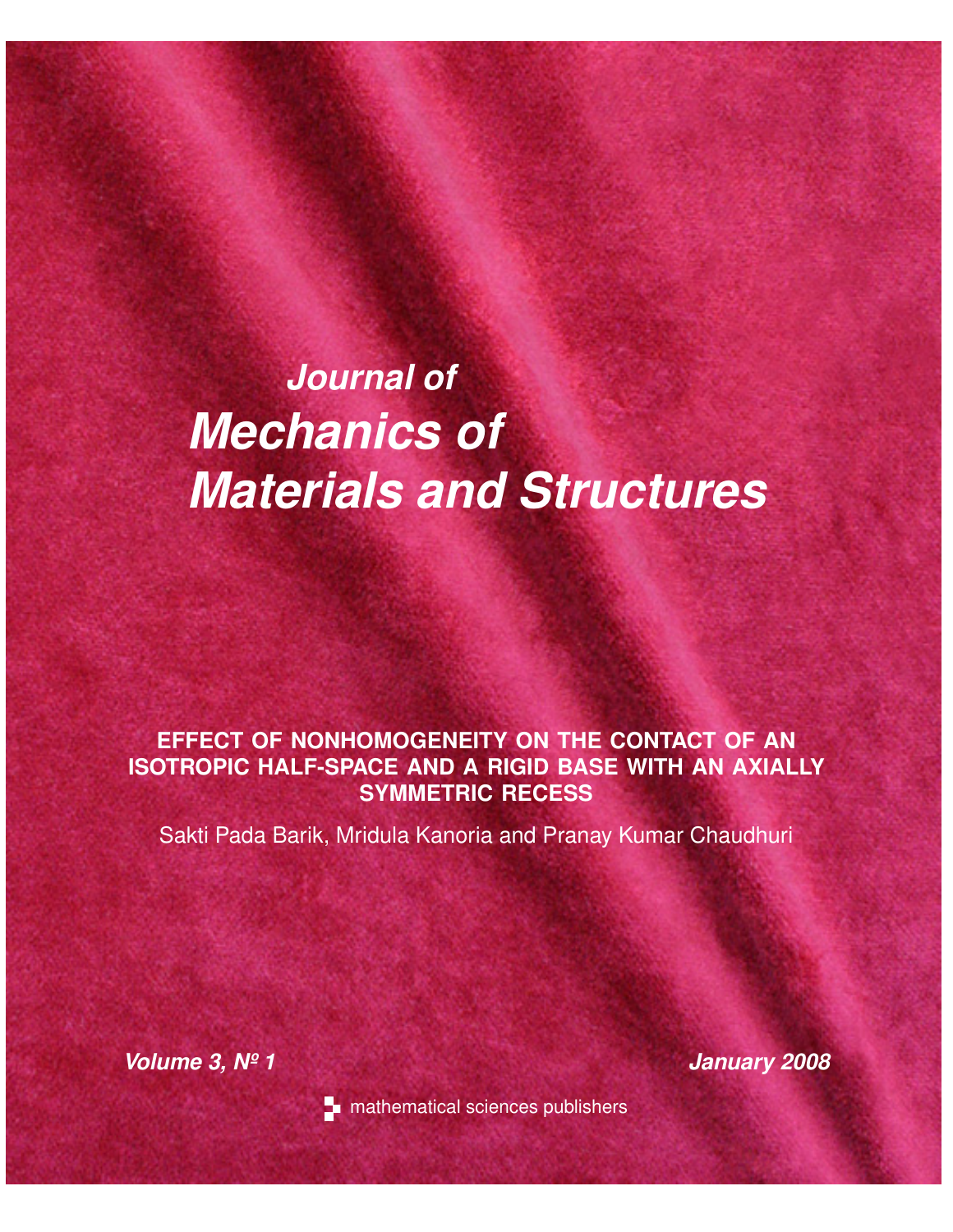# Journal of Mechanics of Materials and Structures

## EFFECT OF NONHOMOGENEITY ON THE CONTACT OF AN ISOTROPIC HALF-SPACE AND A RIGID BASE WITH AN AXIALLY SYMMETRIC RECESS

Sakti Pada Barik, Mridula Kanoria and Pranay Kumar Chaudhuri

*Volume 3, Nº 1* *January 2008*

mathematical sciences publishers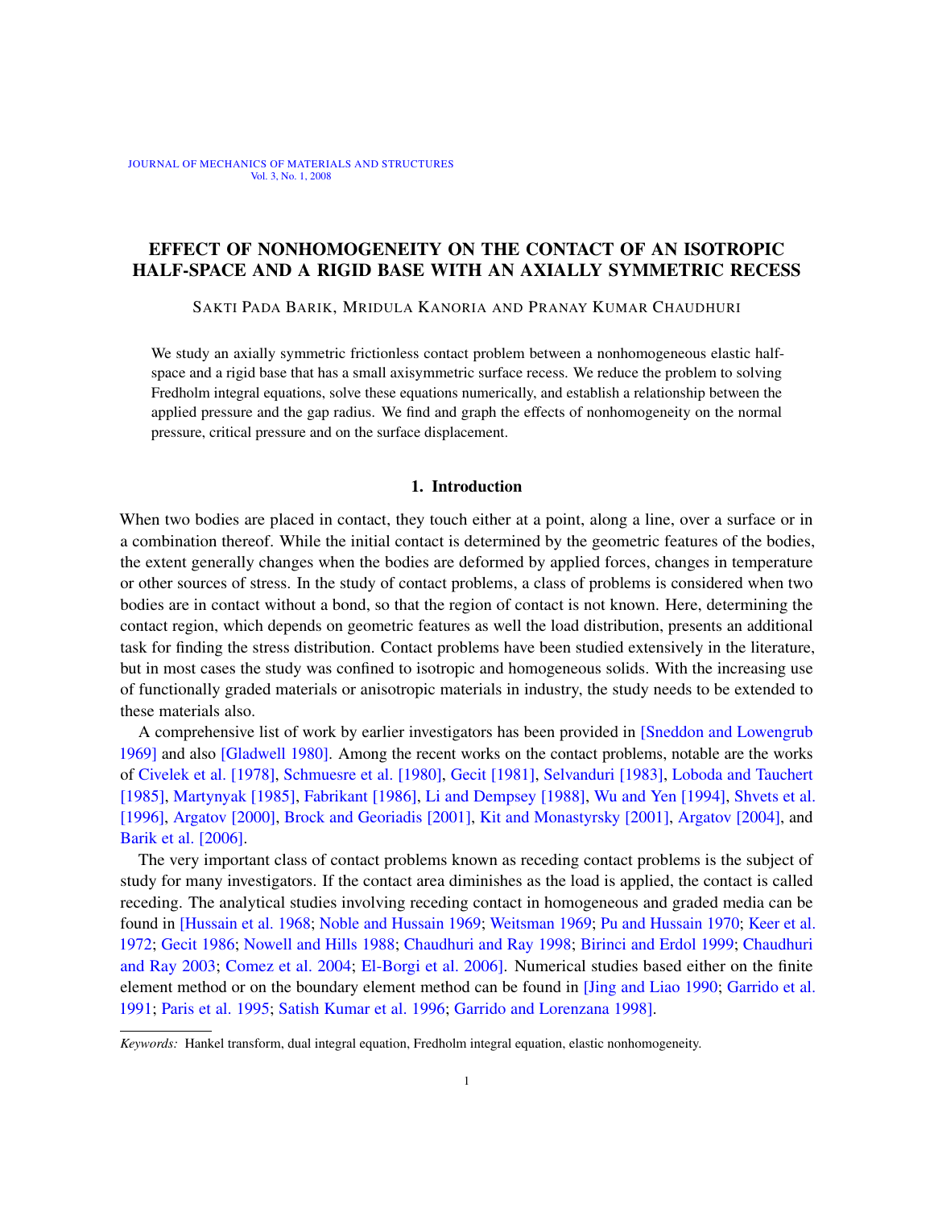# EFFECT OF NONHOMOGENEITY ON THE CONTACT OF AN ISOTROPIC HALF-SPACE AND A RIGID BASE WITH AN AXIALLY SYMMETRIC RECESS

SAKTI PADA BARIK, MRIDULA KANORIA AND PRANAY KUMAR CHAUDHURI

We study an axially symmetric frictionless contact problem between a nonhomogeneous elastic half-space and a rigid base that has a small axisymmetric surface recess. We reduce the problem to solving Fredholm integral equations, solve these equations numerically, and establish a relationship between the applied pressure and the gap radius. We find and graph the effects of nonhomogeneity on the normal pressure, critical pressure and on the surface displacement.

## 1. Introduction

When two bodies are placed in contact, they touch either at a point, along a line, over a surface or in a combination thereof. While the initial contact is determined by the geometric features of the bodies, the extent generally changes when the bodies are deformed by applied forces, changes in temperature or other sources of stress. In the study of contact problems, a class of problems is considered when two bodies are in contact without a bond, so that the region of contact is not known. Here, determining the contact region, which depends on geometric features as well the load distribution, presents an additional task for finding the stress distribution. Contact problems have been studied extensively in the literature, but in most cases the study was confined to isotropic and homogeneous solids. With the increasing use of functionally graded materials or anisotropic materials in industry, the study needs to be extended to these materials also.

A comprehensive list of work by earlier investigators has been provided in [Sneddon and Lowengrub 1969] and also [Gladwell 1980]. Among the recent works on the contact problems, notable are the works of Civelek et al. [1978], Schmuesre et al. [1980], Gecit [1981], Selvanduri [1983], Loboda and Tauchert [1985], Martynyak [1985], Fabrikant [1986], Li and Dempsey [1988], Wu and Yen [1994], Shvets et al. [1996], Argatov [2000], Brock and Georiadis [2001], Kit and Monastyrsky [2001], Argatov [2004], and Barik et al. [2006].

The very important class of contact problems known as receding contact problems is the subject of study for many investigators. If the contact area diminishes as the load is applied, the contact is called receding. The analytical studies involving receding contact in homogeneous and graded media can be found in [Hussain et al. 1968; Noble and Hussain 1969; Weitsman 1969; Pu and Hussain 1970; Keer et al. 1972; Gecit 1986; Nowell and Hills 1988; Chaudhuri and Ray 1998; Birinci and Erdol 1999; Chaudhuri and Ray 2003; Comez et al. 2004; El-Borgi et al. 2006]. Numerical studies based either on the finite element method or on the boundary element method can be found in [Jing and Liao 1990; Garrido et al. 1991; Paris et al. 1995; Satish Kumar et al. 1996; Garrido and Lorenzana 1998].

*Keywords:* Hankel transform, dual integral equation, Fredholm integral equation, elastic nonhomogeneity.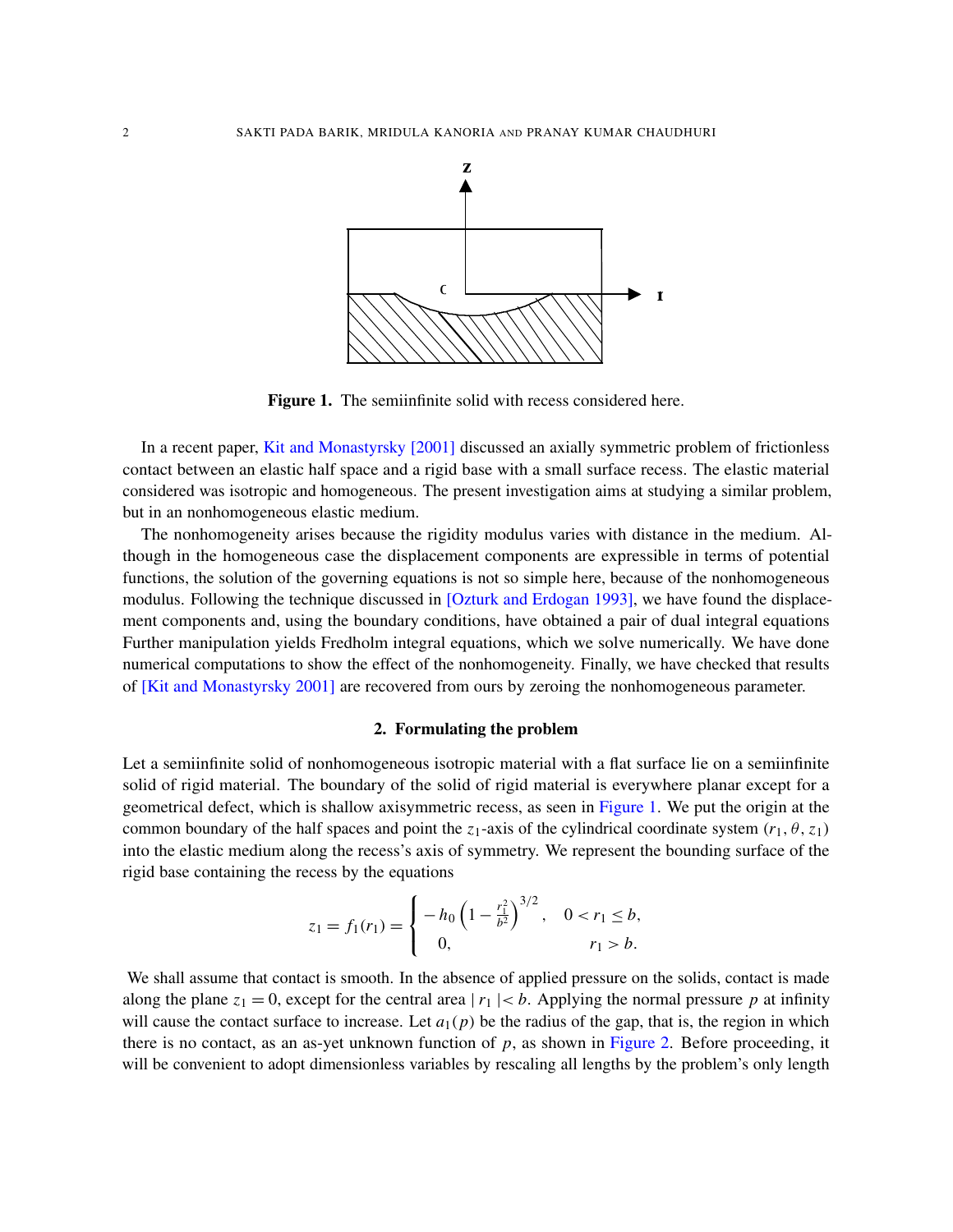Figure 1. The semiinfinite solid with recess considered here.

In a recent paper, Kit and Monastyrsky [2001] discussed an axially symmetric problem of frictionless contact between an elastic half space and a rigid base with a small surface recess. The elastic material considered was isotropic and homogeneous. The present investigation aims at studying a similar problem, but in an nonhomogeneous elastic medium.

The nonhomogeneity arises because the rigidity modulus varies with distance in the medium. Although in the homogeneous case the displacement components are expressible in terms of potential functions, the solution of the governing equations is not so simple here, because of the nonhomogeneous modulus. Following the technique discussed in [Ozturk and Erdogan 1993], we have found the displacement components and, using the boundary conditions, have obtained a pair of dual integral equations Further manipulation yields Fredholm integral equations, which we solve numerically. We have done numerical computations to show the effect of the nonhomogeneity. Finally, we have checked that results of [Kit and Monastyrsky 2001] are recovered from ours by zeroing the nonhomogeneous parameter.

## 2. Formulating the problem

Let a semiinfinite solid of nonhomogeneous isotropic material with a flat surface lie on a semiinfinite solid of rigid material. The boundary of the solid of rigid material is everywhere planar except for a geometrical defect, which is shallow axisymmetric recess, as seen in Figure 1. We put the origin at the common boundary of the half spaces and point the $z_1$-axis of the cylindrical coordinate system $(r_1, \theta, z_1)$ into the elastic medium along the recess's axis of symmetry. We represent the bounding surface of the rigid base containing the recess by the equations

$$
z_1 = f_1(r_1) = \begin{cases} -h_0\left(1 - \frac{r_1^2}{b^2}\right)^{3/2}, & 0 < r_1 \le b, \\ 0, & r_1 > b. \end{cases}
$$

We shall assume that contact is smooth. In the absence of applied pressure on the solids, contact is made along the plane $z_1 = 0$, except for the central area $|r_1| < b$. Applying the normal pressure $p$ at infinity will cause the contact surface to increase. Let $a_1(p)$ be the radius of the gap, that is, the region in which there is no contact, as an as-yet unknown function of $p$, as shown in Figure 2. Before proceeding, it will be convenient to adopt dimensionless variables by rescaling all lengths by the problem's only length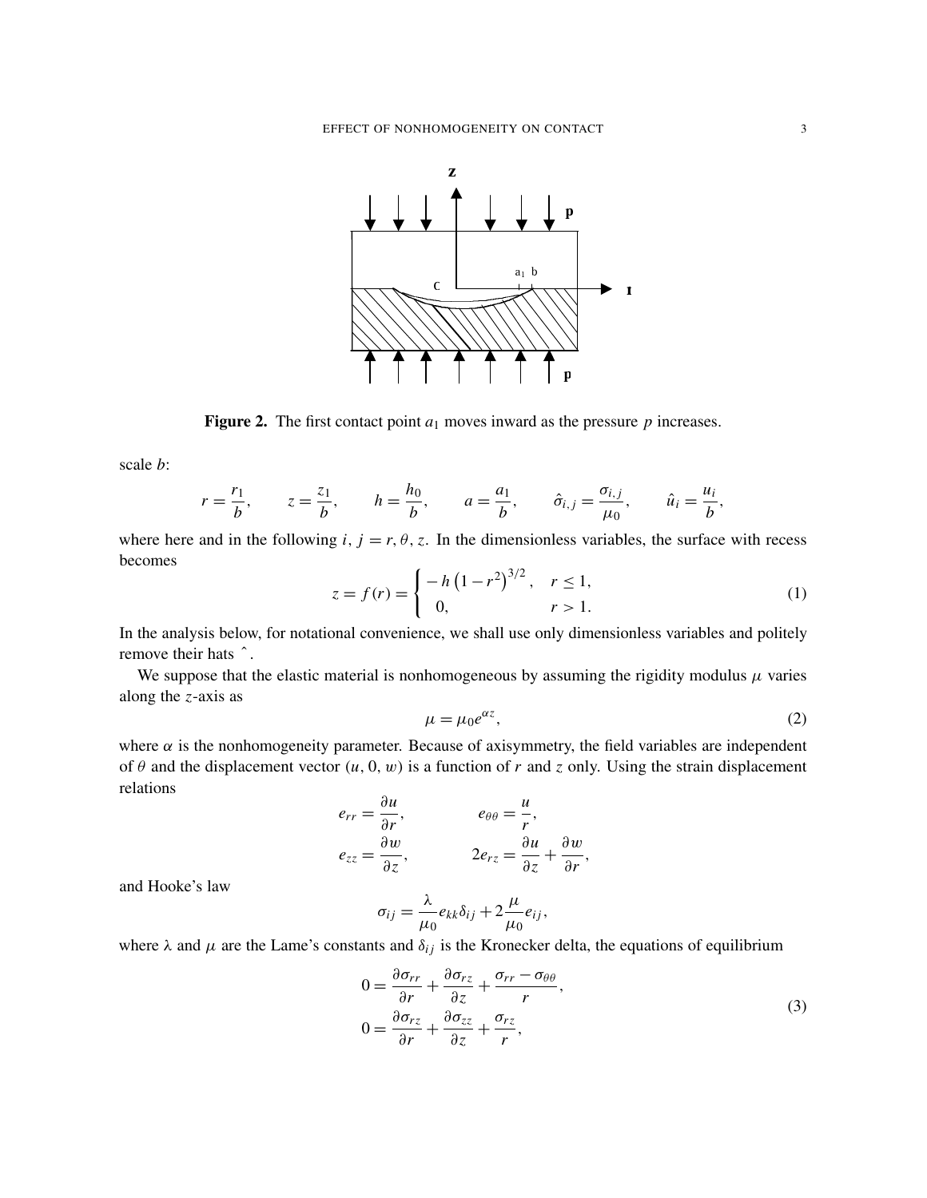**Figure 2.** The first contact point $a_1$ moves inward as the pressure $p$ increases.

scale $b$:

$$r = \frac{r_1}{b}, \qquad z = \frac{z_1}{b}, \qquad h = \frac{h_0}{b}, \qquad a = \frac{a_1}{b}, \qquad \hat{\sigma}_{i,j} = \frac{\sigma_{i,j}}{\mu_0}, \qquad \hat{u}_i = \frac{u_i}{b},$$

where here and in the following $i,\, j = r, \theta, z$. In the dimensionless variables, the surface with recess becomes

$$z = f(r) = \begin{cases} -h\left(1-r^2\right)^{3/2}, & r \le 1, \\ 0, & r > 1. \end{cases} \tag{1}$$

In the analysis below, for notational convenience, we shall use only dimensionless variables and politely remove their hats $\hat{}$ .

We suppose that the elastic material is nonhomogeneous by assuming the rigidity modulus $\mu$ varies along the $z$-axis as

$$\mu = \mu_0 e^{\alpha z}, \tag{2}$$

where $\alpha$ is the nonhomogeneity parameter. Because of axisymmetry, the field variables are independent of $\theta$ and the displacement vector $(u, 0, w)$ is a function of $r$ and $z$ only. Using the strain displacement relations

$$e_{rr} = \frac{\partial u}{\partial r}, \qquad e_{\theta\theta} = \frac{u}{r},$$
$$e_{zz} = \frac{\partial w}{\partial z}, \qquad 2e_{rz} = \frac{\partial u}{\partial z} + \frac{\partial w}{\partial r},$$

and Hooke's law

$$\sigma_{ij} = \frac{\lambda}{\mu_0} e_{kk} \delta_{ij} + 2\frac{\mu}{\mu_0} e_{ij},$$

where $\lambda$ and $\mu$ are the Lame's constants and $\delta_{ij}$ is the Kronecker delta, the equations of equilibrium

$$\begin{aligned} 0 &= \frac{\partial \sigma_{rr}}{\partial r} + \frac{\partial \sigma_{rz}}{\partial z} + \frac{\sigma_{rr} - \sigma_{\theta\theta}}{r}, \\ 0 &= \frac{\partial \sigma_{rz}}{\partial r} + \frac{\partial \sigma_{zz}}{\partial z} + \frac{\sigma_{rz}}{r}, \end{aligned} \tag{3}$$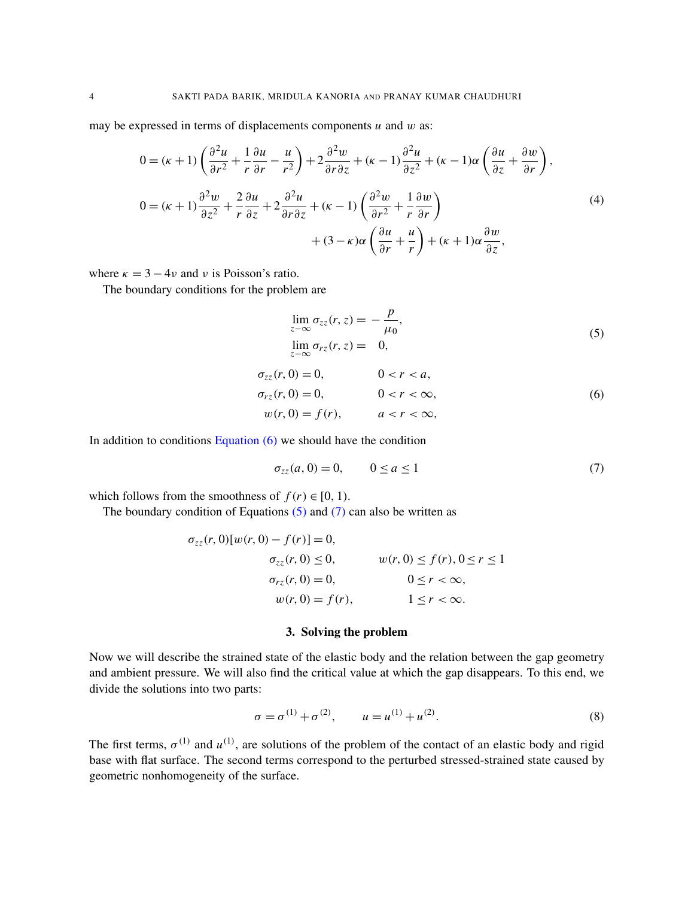may be expressed in terms of displacements components $u$ and $w$ as:

$$
\begin{aligned}
0 &= (\kappa+1)\left(\frac{\partial^2 u}{\partial r^2} + \frac{1}{r}\frac{\partial u}{\partial r} - \frac{u}{r^2}\right) + 2\frac{\partial^2 w}{\partial r \partial z} + (\kappa-1)\frac{\partial^2 u}{\partial z^2} + (\kappa-1)\alpha\left(\frac{\partial u}{\partial z} + \frac{\partial w}{\partial r}\right), \\
0 &= (\kappa+1)\frac{\partial^2 w}{\partial z^2} + \frac{2}{r}\frac{\partial u}{\partial z} + 2\frac{\partial^2 u}{\partial r \partial z} + (\kappa-1)\left(\frac{\partial^2 w}{\partial r^2} + \frac{1}{r}\frac{\partial w}{\partial r}\right) \\
&\qquad + (3-\kappa)\alpha\left(\frac{\partial u}{\partial r} + \frac{u}{r}\right) + (\kappa+1)\alpha\frac{\partial w}{\partial z},
\end{aligned}
\tag{4}
$$

where $\kappa = 3 - 4\nu$ and $\nu$ is Poisson's ratio.

The boundary conditions for the problem are

$$
\begin{aligned}
\lim_{z-\infty} \sigma_{zz}(r,z) &= -\frac{p}{\mu_0}, \\
\lim_{z-\infty} \sigma_{rz}(r,z) &= \quad 0,
\end{aligned}
\tag{5}
$$

$$
\begin{aligned}
\sigma_{zz}(r,0) &= 0, & 0 < r < a, \\
\sigma_{rz}(r,0) &= 0, & 0 < r < \infty, \\
w(r,0) &= f(r), & a < r < \infty,
\end{aligned}
\tag{6}
$$

In addition to conditions Equation (6) we should have the condition

$$
\sigma_{zz}(a,0) = 0, \qquad 0 \le a \le 1 \tag{7}
$$

which follows from the smoothness of $f(r) \in [0, 1)$.

The boundary condition of Equations (5) and (7) can also be written as

$$
\begin{aligned}
&\sigma_{zz}(r,0)[w(r,0) - f(r)] = 0, \\
&\qquad \sigma_{zz}(r,0) \le 0, \qquad w(r,0) \le f(r), 0 \le r \le 1 \\
&\qquad \sigma_{rz}(r,0) = 0, \qquad 0 \le r < \infty, \\
&\qquad w(r,0) = f(r), \qquad 1 \le r < \infty.
\end{aligned}
$$

## 3. Solving the problem

Now we will describe the strained state of the elastic body and the relation between the gap geometry and ambient pressure. We will also find the critical value at which the gap disappears. To this end, we divide the solutions into two parts:

$$
\sigma = \sigma^{(1)} + \sigma^{(2)}, \qquad u = u^{(1)} + u^{(2)}. \tag{8}
$$

The first terms, $\sigma^{(1)}$ and $u^{(1)}$, are solutions of the problem of the contact of an elastic body and rigid base with flat surface. The second terms correspond to the perturbed stressed-strained state caused by geometric nonhomogeneity of the surface.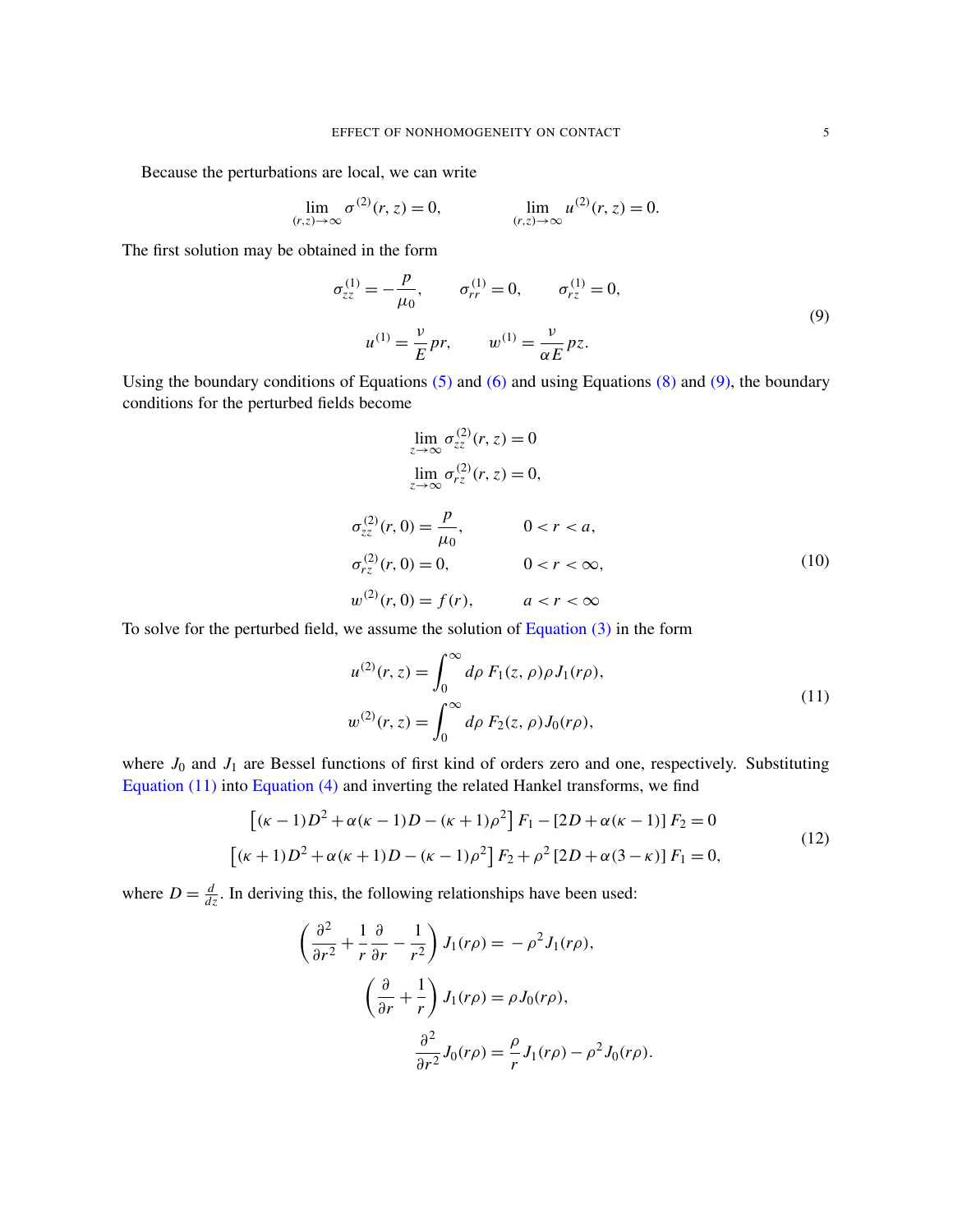Because the perturbations are local, we can write

$$\lim_{(r,z)\to\infty} \sigma^{(2)}(r,z) = 0, \qquad \lim_{(r,z)\to\infty} u^{(2)}(r,z) = 0.$$

The first solution may be obtained in the form

$$\begin{gathered} \sigma_{zz}^{(1)} = -\frac{p}{\mu_0}, \qquad \sigma_{rr}^{(1)} = 0, \qquad \sigma_{rz}^{(1)} = 0, \\ u^{(1)} = \frac{\nu}{E} pr, \qquad w^{(1)} = \frac{\nu}{\alpha E} pz. \end{gathered} \tag{9}$$

Using the boundary conditions of Equations (5) and (6) and using Equations (8) and (9), the boundary conditions for the perturbed fields become

$$\begin{aligned} &\lim_{z\to\infty} \sigma_{zz}^{(2)}(r,z) = 0 \\ &\lim_{z\to\infty} \sigma_{rz}^{(2)}(r,z) = 0, \\ &\sigma_{zz}^{(2)}(r,0) = \frac{p}{\mu_0}, \qquad 0 < r < a, \\ &\sigma_{rz}^{(2)}(r,0) = 0, \qquad 0 < r < \infty, \\ &w^{(2)}(r,0) = f(r), \qquad a < r < \infty \end{aligned} \tag{10}$$

To solve for the perturbed field, we assume the solution of Equation (3) in the form

$$\begin{aligned} u^{(2)}(r,z) &= \int_0^\infty d\rho\, F_1(z,\rho)\rho J_1(r\rho), \\ w^{(2)}(r,z) &= \int_0^\infty d\rho\, F_2(z,\rho) J_0(r\rho), \end{aligned} \tag{11}$$

where $J_0$ and $J_1$ are Bessel functions of first kind of orders zero and one, respectively. Substituting Equation (11) into Equation (4) and inverting the related Hankel transforms, we find

$$\begin{gathered} \left[(\kappa-1)D^2 + \alpha(\kappa-1)D - (\kappa+1)\rho^2\right] F_1 - \left[2D + \alpha(\kappa-1)\right] F_2 = 0 \\ \left[(\kappa+1)D^2 + \alpha(\kappa+1)D - (\kappa-1)\rho^2\right] F_2 + \rho^2 \left[2D + \alpha(3-\kappa)\right] F_1 = 0, \end{gathered} \tag{12}$$

where $D = \frac{d}{dz}$. In deriving this, the following relationships have been used:

$$\begin{aligned} \left(\frac{\partial^2}{\partial r^2} + \frac{1}{r}\frac{\partial}{\partial r} - \frac{1}{r^2}\right) J_1(r\rho) &= -\rho^2 J_1(r\rho), \\ \left(\frac{\partial}{\partial r} + \frac{1}{r}\right) J_1(r\rho) &= \rho J_0(r\rho), \\ \frac{\partial^2}{\partial r^2} J_0(r\rho) &= \frac{\rho}{r} J_1(r\rho) - \rho^2 J_0(r\rho). \end{aligned}$$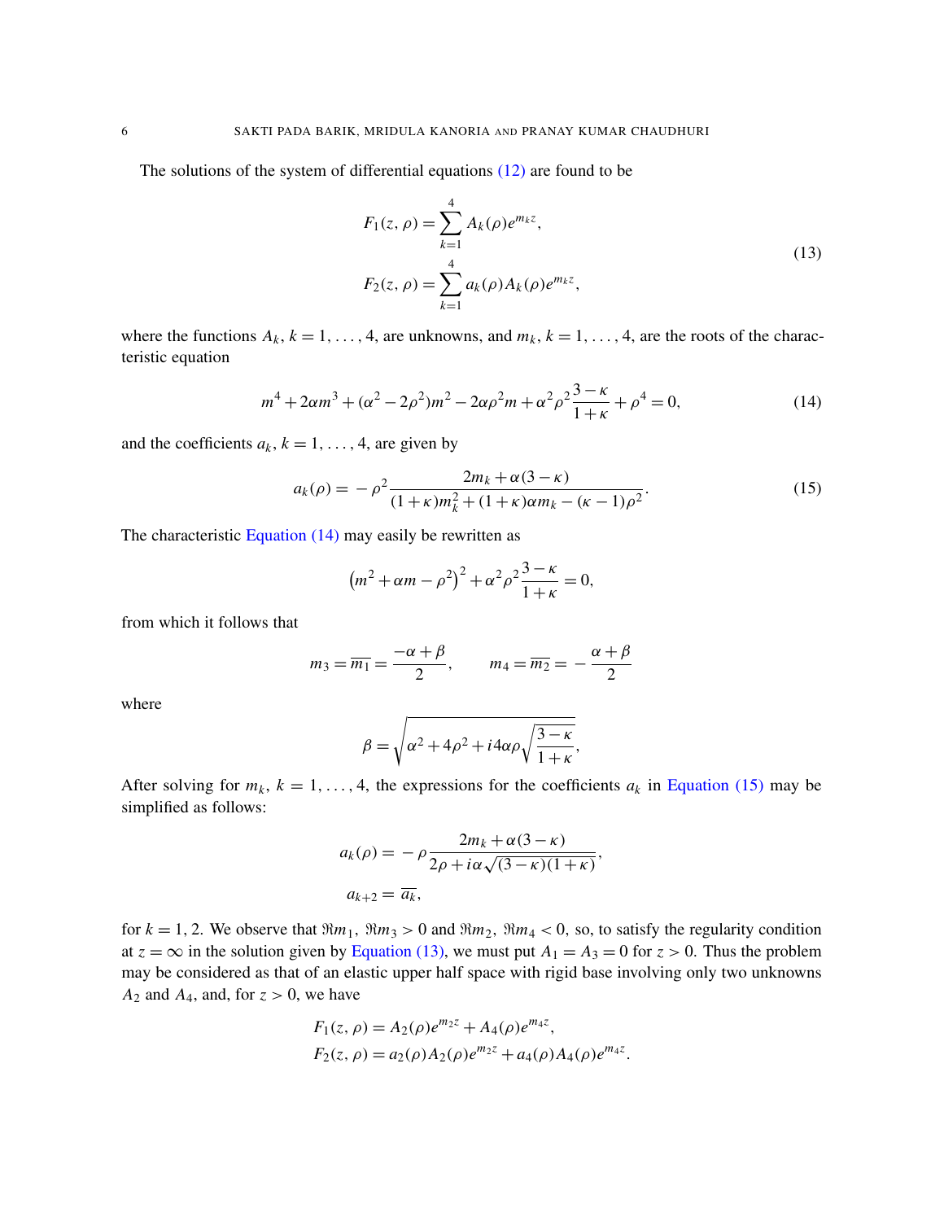The solutions of the system of differential equations (12) are found to be

$$
\begin{aligned}
F_1(z,\rho) &= \sum_{k=1}^{4} A_k(\rho) e^{m_k z},\\
F_2(z,\rho) &= \sum_{k=1}^{4} a_k(\rho) A_k(\rho) e^{m_k z},
\end{aligned}
\tag{13}
$$

where the functions $A_k$, $k = 1, \dots, 4$, are unknowns, and $m_k$, $k = 1, \dots, 4$, are the roots of the characteristic equation

$$
m^4 + 2\alpha m^3 + (\alpha^2 - 2\rho^2)m^2 - 2\alpha\rho^2 m + \alpha^2\rho^2 \frac{3-\kappa}{1+\kappa} + \rho^4 = 0, \tag{14}
$$

and the coefficients $a_k$, $k = 1, \dots, 4$, are given by

$$
a_k(\rho) = -\rho^2 \frac{2m_k + \alpha(3-\kappa)}{(1+\kappa)m_k^2 + (1+\kappa)\alpha m_k - (\kappa - 1)\rho^2}. \tag{15}
$$

The characteristic Equation (14) may easily be rewritten as

$$
\left(m^2 + \alpha m - \rho^2\right)^2 + \alpha^2\rho^2 \frac{3-\kappa}{1+\kappa} = 0,
$$

from which it follows that

$$
m_3 = \overline{m_1} = \frac{-\alpha + \beta}{2}, \qquad m_4 = \overline{m_2} = -\frac{\alpha + \beta}{2}
$$

where

$$
\beta = \sqrt{\alpha^2 + 4\rho^2 + i4\alpha\rho\sqrt{\frac{3-\kappa}{1+\kappa}}}.
$$

After solving for $m_k$, $k = 1, \dots, 4$, the expressions for the coefficients $a_k$ in Equation (15) may be simplified as follows:

$$
\begin{aligned}
a_k(\rho) &= -\rho \frac{2m_k + \alpha(3-\kappa)}{2\rho + i\alpha\sqrt{(3-\kappa)(1+\kappa)}},\\
a_{k+2} &= \overline{a_k},
\end{aligned}
$$

for $k = 1, 2$. We observe that $\Re m_1$, $\Re m_3 > 0$ and $\Re m_2$, $\Re m_4 < 0$, so, to satisfy the regularity condition at $z = \infty$ in the solution given by Equation (13), we must put $A_1 = A_3 = 0$ for $z > 0$. Thus the problem may be considered as that of an elastic upper half space with rigid base involving only two unknowns $A_2$ and $A_4$, and, for $z > 0$, we have

$$
\begin{aligned}
F_1(z,\rho) &= A_2(\rho) e^{m_2 z} + A_4(\rho) e^{m_4 z},\\
F_2(z,\rho) &= a_2(\rho) A_2(\rho) e^{m_2 z} + a_4(\rho) A_4(\rho) e^{m_4 z}.
\end{aligned}
$$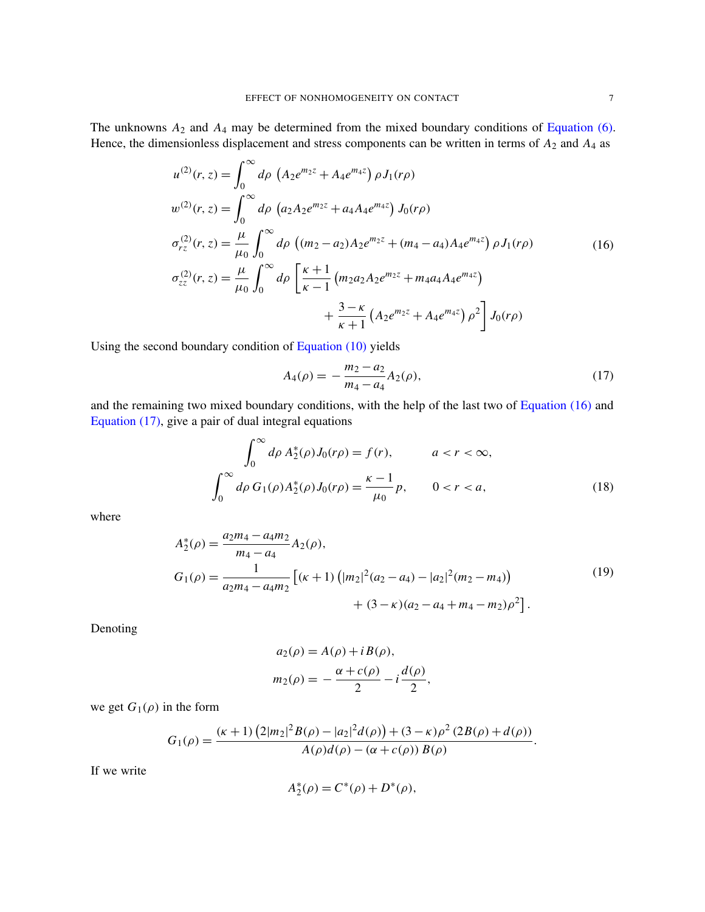The unknowns $A_2$ and $A_4$ may be determined from the mixed boundary conditions of Equation (6). Hence, the dimensionless displacement and stress components can be written in terms of $A_2$ and $A_4$ as

$$
\begin{aligned}
u^{(2)}(r,z) &= \int_0^\infty d\rho \, \left(A_2 e^{m_2 z} + A_4 e^{m_4 z}\right) \rho J_1(r\rho) \\
w^{(2)}(r,z) &= \int_0^\infty d\rho \, \left(a_2 A_2 e^{m_2 z} + a_4 A_4 e^{m_4 z}\right) J_0(r\rho) \\
\sigma_{rz}^{(2)}(r,z) &= \frac{\mu}{\mu_0} \int_0^\infty d\rho \, \left((m_2 - a_2) A_2 e^{m_2 z} + (m_4 - a_4) A_4 e^{m_4 z}\right) \rho J_1(r\rho) \\
\sigma_{zz}^{(2)}(r,z) &= \frac{\mu}{\mu_0} \int_0^\infty d\rho \, \left[\frac{\kappa+1}{\kappa-1}\left(m_2 a_2 A_2 e^{m_2 z} + m_4 a_4 A_4 e^{m_4 z}\right) \right. \\
&\qquad \left. + \frac{3-\kappa}{\kappa+1}\left(A_2 e^{m_2 z} + A_4 e^{m_4 z}\right)\rho^2\right] J_0(r\rho)
\end{aligned}
\tag{16}
$$

Using the second boundary condition of Equation (10) yields

$$
A_4(\rho) = -\frac{m_2 - a_2}{m_4 - a_4} A_2(\rho), \tag{17}
$$

and the remaining two mixed boundary conditions, with the help of the last two of Equation (16) and Equation (17), give a pair of dual integral equations

$$
\begin{aligned}
\int_0^\infty d\rho \, A_2^*(\rho) J_0(r\rho) &= f(r), \qquad a < r < \infty, \\
\int_0^\infty d\rho \, G_1(\rho) A_2^*(\rho) J_0(r\rho) &= \frac{\kappa - 1}{\mu_0} p, \qquad 0 < r < a,
\end{aligned}
\tag{18}
$$

where

$$
\begin{aligned}
A_2^*(\rho) &= \frac{a_2 m_4 - a_4 m_2}{m_4 - a_4} A_2(\rho), \\
G_1(\rho) &= \frac{1}{a_2 m_4 - a_4 m_2}\left[(\kappa+1)\left(|m_2|^2(a_2 - a_4) - |a_2|^2(m_2 - m_4)\right)\right. \\
&\qquad \left. + (3-\kappa)(a_2 - a_4 + m_4 - m_2)\rho^2\right].
\end{aligned}
\tag{19}
$$

Denoting

$$
\begin{aligned}
a_2(\rho) &= A(\rho) + iB(\rho), \\
m_2(\rho) &= -\frac{\alpha + c(\rho)}{2} - i\frac{d(\rho)}{2},
\end{aligned}
$$

we get $G_1(\rho)$ in the form

$$
G_1(\rho) = \frac{(\kappa+1)\left(2|m_2|^2 B(\rho) - |a_2|^2 d(\rho)\right) + (3-\kappa)\rho^2\left(2B(\rho) + d(\rho)\right)}{A(\rho)d(\rho) - (\alpha + c(\rho))\, B(\rho)}.
$$

If we write

$$
A_2^*(\rho) = C^*(\rho) + D^*(\rho),
$$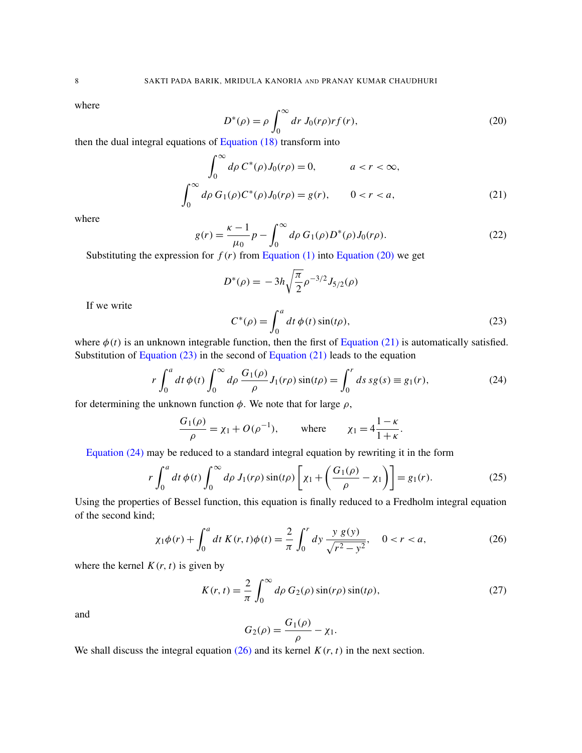where

$$D^*(\rho) = \rho \int_0^\infty dr\; J_0(r\rho) r f(r), \tag{20}$$

then the dual integral equations of Equation (18) transform into

$$\begin{aligned} \int_0^\infty d\rho\, C^*(\rho) J_0(r\rho) &= 0, \qquad & a < r < \infty, \\ \int_0^\infty d\rho\, G_1(\rho) C^*(\rho) J_0(r\rho) &= g(r), \qquad & 0 < r < a, \end{aligned} \tag{21}$$

where

$$g(r) = \frac{\kappa - 1}{\mu_0} p - \int_0^\infty d\rho\, G_1(\rho) D^*(\rho) J_0(r\rho). \tag{22}$$

Substituting the expression for $f(r)$ from Equation (1) into Equation (20) we get

$$D^*(\rho) = -3h\sqrt{\frac{\pi}{2}}\rho^{-3/2} J_{5/2}(\rho)$$

If we write

$$C^*(\rho) = \int_0^a dt\, \phi(t) \sin(t\rho), \tag{23}$$

where $\phi(t)$ is an unknown integrable function, then the first of Equation (21) is automatically satisfied. Substitution of Equation (23) in the second of Equation (21) leads to the equation

$$r \int_0^a dt\, \phi(t) \int_0^\infty d\rho\, \frac{G_1(\rho)}{\rho} J_1(r\rho) \sin(t\rho) = \int_0^r ds\, s g(s) \equiv g_1(r), \tag{24}$$

for determining the unknown function $\phi$. We note that for large $\rho$,

$$\frac{G_1(\rho)}{\rho} = \chi_1 + O(\rho^{-1}), \qquad \text{where} \qquad \chi_1 = 4\frac{1-\kappa}{1+\kappa}.$$

Equation (24) may be reduced to a standard integral equation by rewriting it in the form

$$r \int_0^a dt\, \phi(t) \int_0^\infty d\rho\, J_1(r\rho) \sin(t\rho) \left[ \chi_1 + \left( \frac{G_1(\rho)}{\rho} - \chi_1 \right) \right] = g_1(r). \tag{25}$$

Using the properties of Bessel function, this equation is finally reduced to a Fredholm integral equation of the second kind;

$$\chi_1 \phi(r) + \int_0^a dt\, K(r,t) \phi(t) = \frac{2}{\pi} \int_0^r dy\, \frac{y\, g(y)}{\sqrt{r^2 - y^2}}, \qquad 0 < r < a, \tag{26}$$

where the kernel $K(r,t)$ is given by

$$K(r,t) = \frac{2}{\pi} \int_0^\infty d\rho\, G_2(\rho) \sin(r\rho) \sin(t\rho), \tag{27}$$

and

$$G_2(\rho) = \frac{G_1(\rho)}{\rho} - \chi_1.$$

We shall discuss the integral equation (26) and its kernel $K(r,t)$ in the next section.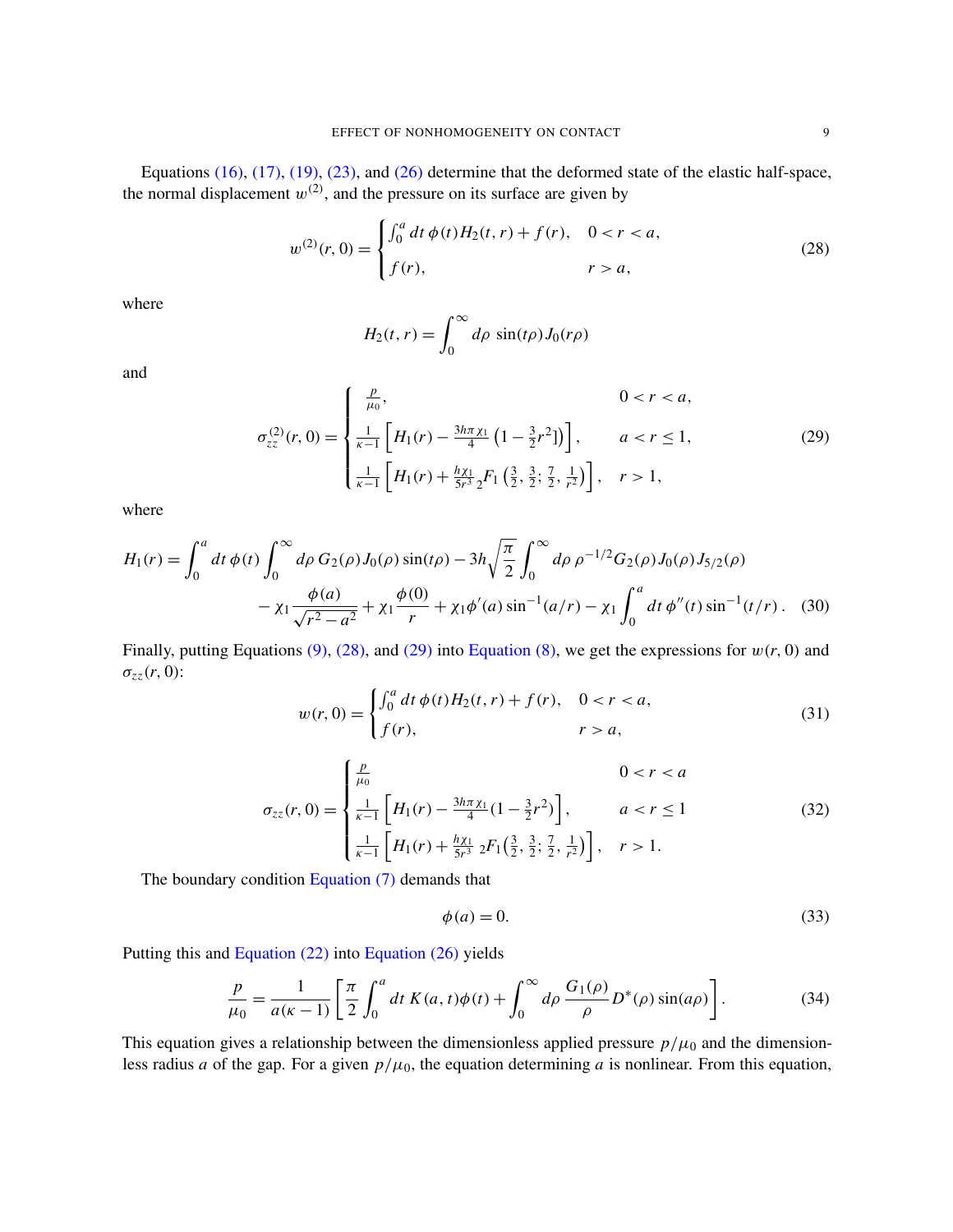Equations (16), (17), (19), (23), and (26) determine that the deformed state of the elastic half-space, the normal displacement $w^{(2)}$, and the pressure on its surface are given by

$$
w^{(2)}(r,0) = \begin{cases} \int_0^a dt\, \phi(t) H_2(t,r) + f(r), & 0 < r < a, \\ f(r), & r > a, \end{cases} \tag{28}
$$

where

$$
H_2(t,r) = \int_0^\infty d\rho\, \sin(t\rho) J_0(r\rho)
$$

and

$$
\sigma_{zz}^{(2)}(r,0) = \begin{cases} \frac{p}{\mu_0}, & 0 < r < a, \\ \frac{1}{\kappa-1}\left[H_1(r) - \frac{3h\pi\chi_1}{4}\left(1 - \frac{3}{2}r^2]\right)\right], & a < r \leq 1, \\ \frac{1}{\kappa-1}\left[H_1(r) + \frac{h\chi_1}{5r^3}\, {}_2F_1\left(\frac{3}{2}, \frac{3}{2}; \frac{7}{2}, \frac{1}{r^2}\right)\right], & r > 1, \end{cases} \tag{29}
$$

where

$$
\begin{aligned}
H_1(r) = {} & \int_0^a dt\, \phi(t) \int_0^\infty d\rho\, G_2(\rho) J_0(\rho) \sin(t\rho) - 3h\sqrt{\frac{\pi}{2}} \int_0^\infty d\rho\, \rho^{-1/2} G_2(\rho) J_0(\rho) J_{5/2}(\rho) \\
& - \chi_1 \frac{\phi(a)}{\sqrt{r^2 - a^2}} + \chi_1 \frac{\phi(0)}{r} + \chi_1 \phi'(a) \sin^{-1}(a/r) - \chi_1 \int_0^a dt\, \phi''(t) \sin^{-1}(t/r)\,.
\end{aligned} \tag{30}
$$

Finally, putting Equations (9), (28), and (29) into Equation (8), we get the expressions for $w(r,0)$ and $\sigma_{zz}(r,0)$:

$$
w(r,0) = \begin{cases} \int_0^a dt\, \phi(t) H_2(t,r) + f(r), & 0 < r < a, \\ f(r), & r > a, \end{cases} \tag{31}
$$

$$
\sigma_{zz}(r,0) = \begin{cases} \frac{p}{\mu_0} & 0 < r < a \\ \frac{1}{\kappa-1}\left[H_1(r) - \frac{3h\pi\chi_1}{4}(1 - \frac{3}{2}r^2)\right], & a < r \leq 1 \\ \frac{1}{\kappa-1}\left[H_1(r) + \frac{h\chi_1}{5r^3}\, {}_2F_1\left(\frac{3}{2}, \frac{3}{2}; \frac{7}{2}, \frac{1}{r^2}\right)\right], & r > 1. \end{cases} \tag{32}
$$

The boundary condition Equation (7) demands that

$$
\phi(a) = 0. \tag{33}
$$

Putting this and Equation (22) into Equation (26) yields

$$
\frac{p}{\mu_0} = \frac{1}{a(\kappa-1)}\left[\frac{\pi}{2}\int_0^a dt\, K(a,t)\phi(t) + \int_0^\infty d\rho\, \frac{G_1(\rho)}{\rho} D^*(\rho) \sin(a\rho)\right]. \tag{34}
$$

This equation gives a relationship between the dimensionless applied pressure $p/\mu_0$ and the dimensionless radius $a$ of the gap. For a given $p/\mu_0$, the equation determining $a$ is nonlinear. From this equation,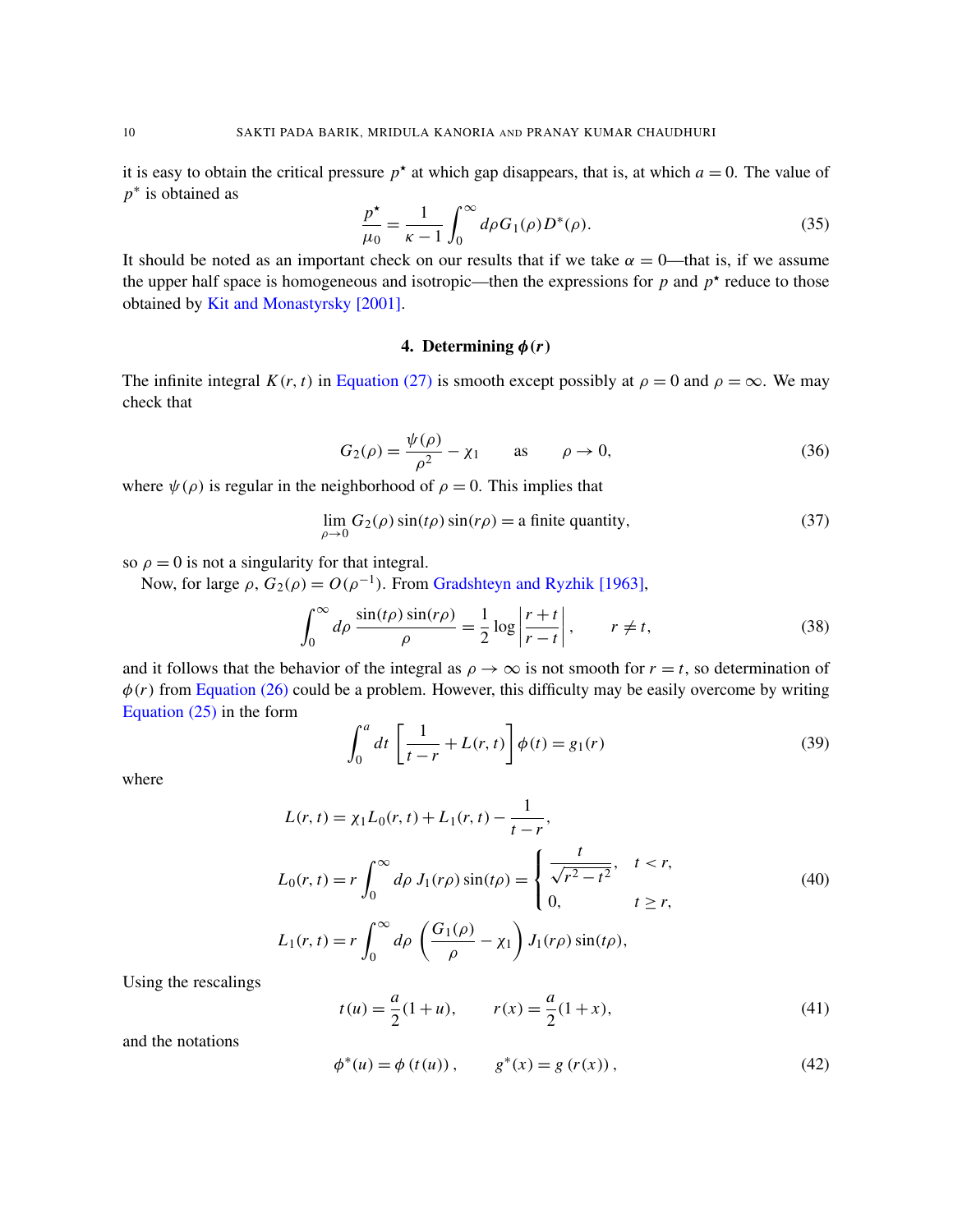it is easy to obtain the critical pressure $p^\star$ at which gap disappears, that is, at which $a = 0$. The value of $p^*$ is obtained as

$$\frac{p^\star}{\mu_0} = \frac{1}{\kappa - 1} \int_0^\infty d\rho G_1(\rho) D^*(\rho). \tag{35}$$

It should be noted as an important check on our results that if we take $\alpha = 0$—that is, if we assume the upper half space is homogeneous and isotropic—then the expressions for $p$ and $p^\star$ reduce to those obtained by Kit and Monastyrsky [2001].

## 4. Determining $\phi(r)$

The infinite integral $K(r, t)$ in Equation (27) is smooth except possibly at $\rho = 0$ and $\rho = \infty$. We may check that

$$G_2(\rho) = \frac{\psi(\rho)}{\rho^2} - \chi_1 \qquad \text{as} \qquad \rho \to 0, \tag{36}$$

where $\psi(\rho)$ is regular in the neighborhood of $\rho = 0$. This implies that

$$\lim_{\rho \to 0} G_2(\rho) \sin(t\rho) \sin(r\rho) = \text{a finite quantity}, \tag{37}$$

so $\rho = 0$ is not a singularity for that integral.

Now, for large $\rho$, $G_2(\rho) = O(\rho^{-1})$. From Gradshteyn and Ryzhik [1963],

$$\int_0^\infty d\rho \, \frac{\sin(t\rho)\sin(r\rho)}{\rho} = \frac{1}{2} \log \left| \frac{r + t}{r - t} \right|, \qquad r \neq t, \tag{38}$$

and it follows that the behavior of the integral as $\rho \to \infty$ is not smooth for $r = t$, so determination of $\phi(r)$ from Equation (26) could be a problem. However, this difficulty may be easily overcome by writing Equation (25) in the form

$$\int_0^a dt \left[ \frac{1}{t - r} + L(r, t) \right] \phi(t) = g_1(r) \tag{39}$$

where

$$\begin{aligned}
L(r, t) &= \chi_1 L_0(r, t) + L_1(r, t) - \frac{1}{t - r}, \\
L_0(r, t) &= r \int_0^\infty d\rho \, J_1(r\rho) \sin(t\rho) = \begin{cases} \dfrac{t}{\sqrt{r^2 - t^2}}, & t < r, \\ 0, & t \geq r, \end{cases} \\
L_1(r, t) &= r \int_0^\infty d\rho \, \left( \frac{G_1(\rho)}{\rho} - \chi_1 \right) J_1(r\rho) \sin(t\rho),
\end{aligned} \tag{40}$$

Using the rescalings

$$t(u) = \frac{a}{2}(1 + u), \qquad r(x) = \frac{a}{2}(1 + x), \tag{41}$$

and the notations

$$\phi^*(u) = \phi\left(t(u)\right), \qquad g^*(x) = g\left(r(x)\right), \tag{42}$$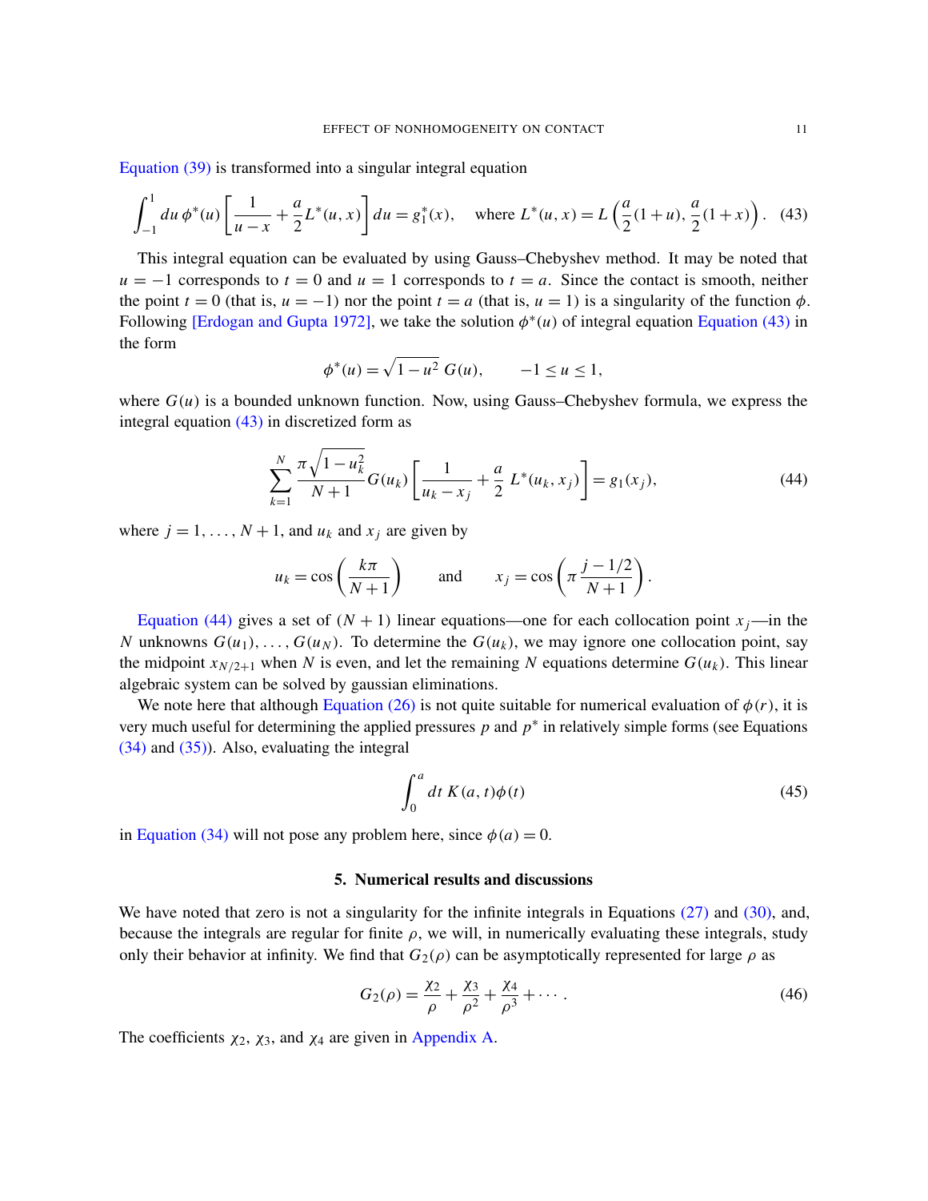Equation (39) is transformed into a singular integral equation

$$\int_{-1}^{1} du\, \phi^*(u) \left[ \frac{1}{u-x} + \frac{a}{2} L^*(u,x) \right] du = g_1^*(x), \quad \text{where } L^*(u,x) = L\left( \frac{a}{2}(1+u), \frac{a}{2}(1+x) \right). \quad (43)$$

This integral equation can be evaluated by using Gauss–Chebyshev method. It may be noted that $u = -1$ corresponds to $t = 0$ and $u = 1$ corresponds to $t = a$. Since the contact is smooth, neither the point $t = 0$ (that is, $u = -1$) nor the point $t = a$ (that is, $u = 1$) is a singularity of the function $\phi$. Following [Erdogan and Gupta 1972], we take the solution $\phi^*(u)$ of integral equation Equation (43) in the form

$$\phi^*(u) = \sqrt{1-u^2}\, G(u), \qquad -1 \le u \le 1,$$

where $G(u)$ is a bounded unknown function. Now, using Gauss–Chebyshev formula, we express the integral equation (43) in discretized form as

$$\sum_{k=1}^{N} \frac{\pi\sqrt{1-u_k^2}}{N+1} G(u_k) \left[ \frac{1}{u_k - x_j} + \frac{a}{2}\, L^*(u_k, x_j) \right] = g_1(x_j), \quad (44)$$

where $j = 1, \ldots, N+1$, and $u_k$ and $x_j$ are given by

$$u_k = \cos\left( \frac{k\pi}{N+1} \right) \qquad \text{and} \qquad x_j = \cos\left( \pi\, \frac{j - 1/2}{N+1} \right).$$

Equation (44) gives a set of $(N+1)$ linear equations—one for each collocation point $x_j$—in the $N$ unknowns $G(u_1), \ldots, G(u_N)$. To determine the $G(u_k)$, we may ignore one collocation point, say the midpoint $x_{N/2+1}$ when $N$ is even, and let the remaining $N$ equations determine $G(u_k)$. This linear algebraic system can be solved by gaussian eliminations.

We note here that although Equation (26) is not quite suitable for numerical evaluation of $\phi(r)$, it is very much useful for determining the applied pressures $p$ and $p^*$ in relatively simple forms (see Equations (34) and (35)). Also, evaluating the integral

$$\int_0^a dt\, K(a,t)\phi(t) \quad (45)$$

in Equation (34) will not pose any problem here, since $\phi(a) = 0$.

## 5. Numerical results and discussions

We have noted that zero is not a singularity for the infinite integrals in Equations (27) and (30), and, because the integrals are regular for finite $\rho$, we will, in numerically evaluating these integrals, study only their behavior at infinity. We find that $G_2(\rho)$ can be asymptotically represented for large $\rho$ as

$$G_2(\rho) = \frac{\chi_2}{\rho} + \frac{\chi_3}{\rho^2} + \frac{\chi_4}{\rho^3} + \cdots. \quad (46)$$

The coefficients $\chi_2$, $\chi_3$, and $\chi_4$ are given in Appendix A.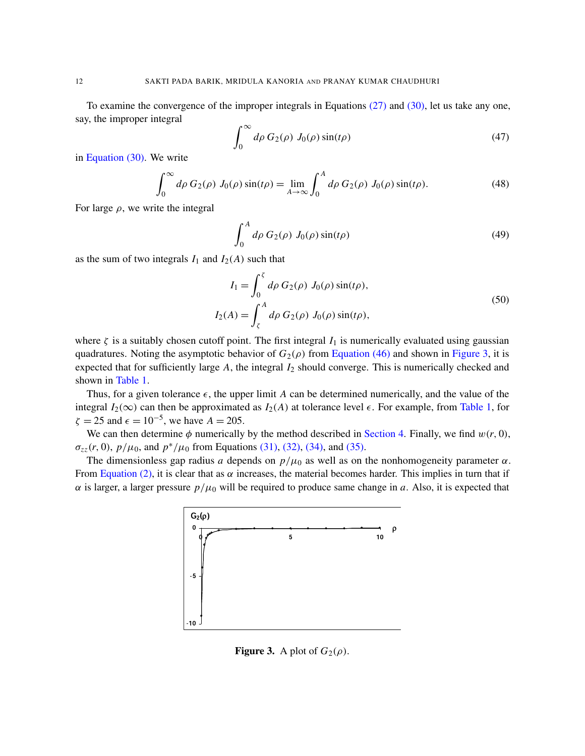To examine the convergence of the improper integrals in Equations (27) and (30), let us take any one, say, the improper integral

$$\int_0^\infty d\rho\, G_2(\rho)\; J_0(\rho)\sin(t\rho) \tag{47}$$

in Equation (30). We write

$$\int_0^\infty d\rho\, G_2(\rho)\; J_0(\rho)\sin(t\rho) = \lim_{A\to\infty}\int_0^A d\rho\, G_2(\rho)\; J_0(\rho)\sin(t\rho). \tag{48}$$

For large $\rho$, we write the integral

$$\int_0^A d\rho\, G_2(\rho)\; J_0(\rho)\sin(t\rho) \tag{49}$$

as the sum of two integrals $I_1$ and $I_2(A)$ such that

$$\begin{aligned} I_1 &= \int_0^\zeta d\rho\, G_2(\rho)\; J_0(\rho)\sin(t\rho), \\ I_2(A) &= \int_\zeta^A d\rho\, G_2(\rho)\; J_0(\rho)\sin(t\rho), \end{aligned} \tag{50}$$

where $\zeta$ is a suitably chosen cutoff point. The first integral $I_1$ is numerically evaluated using gaussian quadratures. Noting the asymptotic behavior of $G_2(\rho)$ from Equation (46) and shown in Figure 3, it is expected that for sufficiently large $A$, the integral $I_2$ should converge. This is numerically checked and shown in Table 1.

Thus, for a given tolerance $\epsilon$, the upper limit $A$ can be determined numerically, and the value of the integral $I_2(\infty)$ can then be approximated as $I_2(A)$ at tolerance level $\epsilon$. For example, from Table 1, for $\zeta = 25$ and $\epsilon = 10^{-5}$, we have $A = 205$.

We can then determine $\phi$ numerically by the method described in Section 4. Finally, we find $w(r, 0)$, $\sigma_{zz}(r, 0)$, $p/\mu_0$, and $p^*/\mu_0$ from Equations (31), (32), (34), and (35).

The dimensionless gap radius $a$ depends on $p/\mu_0$ as well as on the nonhomogeneity parameter $\alpha$. From Equation (2), it is clear that as $\alpha$ increases, the material becomes harder. This implies in turn that if $\alpha$ is larger, a larger pressure $p/\mu_0$ will be required to produce same change in $a$. Also, it is expected that

**Figure 3.** A plot of $G_2(\rho)$.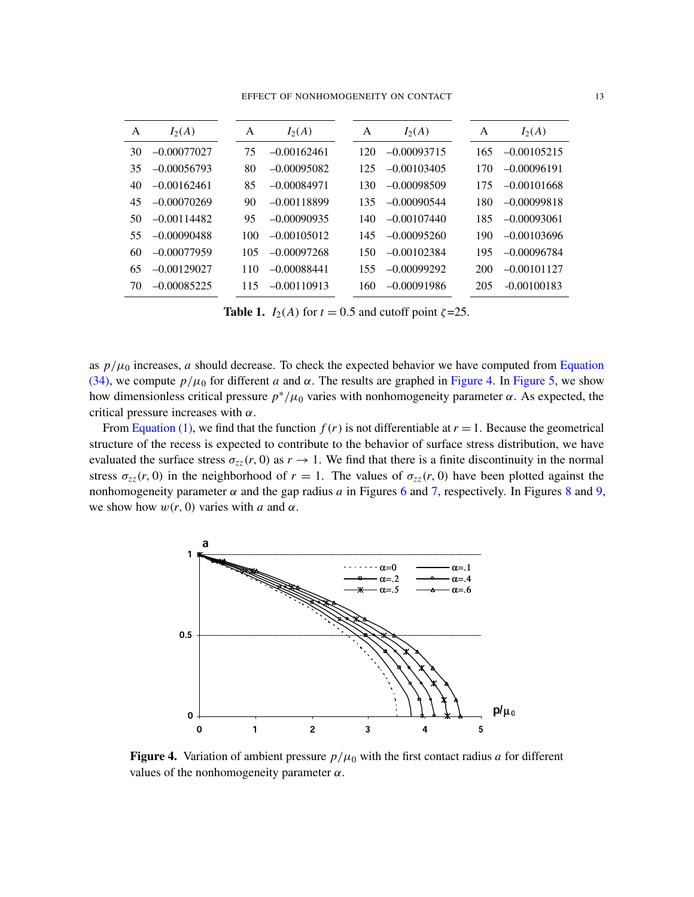| A | $I_2(A)$ | A | $I_2(A)$ | A | $I_2(A)$ | A | $I_2(A)$ |
|---|---|---|---|---|---|---|---|
| 30 | −0.00077027 | 75 | −0.00162461 | 120 | −0.00093715 | 165 | −0.00105215 |
| 35 | −0.00056793 | 80 | −0.00095082 | 125 | −0.00103405 | 170 | −0.00096191 |
| 40 | −0.00162461 | 85 | −0.00084971 | 130 | −0.00098509 | 175 | −0.00101668 |
| 45 | −0.00070269 | 90 | −0.00118899 | 135 | −0.00090544 | 180 | −0.00099818 |
| 50 | −0.00114482 | 95 | −0.00090935 | 140 | −0.00107440 | 185 | −0.00093061 |
| 55 | −0.00090488 | 100 | −0.00105012 | 145 | −0.00095260 | 190 | −0.00103696 |
| 60 | −0.00077959 | 105 | −0.00097268 | 150 | −0.00102384 | 195 | −0.00096784 |
| 65 | −0.00129027 | 110 | −0.00088441 | 155 | −0.00099292 | 200 | −0.00101127 |
| 70 | −0.00085225 | 115 | −0.00110913 | 160 | −0.00091986 | 205 | -0.00100183 |

**Table 1.** $I_2(A)$ for $t = 0.5$ and cutoff point $\zeta$=25.

as $p/\mu_0$ increases, $a$ should decrease. To check the expected behavior we have computed from Equation (34), we compute $p/\mu_0$ for different $a$ and $\alpha$. The results are graphed in Figure 4. In Figure 5, we show how dimensionless critical pressure $p^*/\mu_0$ varies with nonhomogeneity parameter $\alpha$. As expected, the critical pressure increases with $\alpha$.

From Equation (1), we find that the function $f(r)$ is not differentiable at $r = 1$. Because the geometrical structure of the recess is expected to contribute to the behavior of surface stress distribution, we have evaluated the surface stress $\sigma_{zz}(r, 0)$ as $r \to 1$. We find that there is a finite discontinuity in the normal stress $\sigma_{zz}(r, 0)$ in the neighborhood of $r = 1$. The values of $\sigma_{zz}(r, 0)$ have been plotted against the nonhomogeneity parameter $\alpha$ and the gap radius $a$ in Figures 6 and 7, respectively. In Figures 8 and 9, we show how $w(r, 0)$ varies with $a$ and $\alpha$.

**Figure 4.** Variation of ambient pressure $p/\mu_0$ with the first contact radius $a$ for different values of the nonhomogeneity parameter $\alpha$.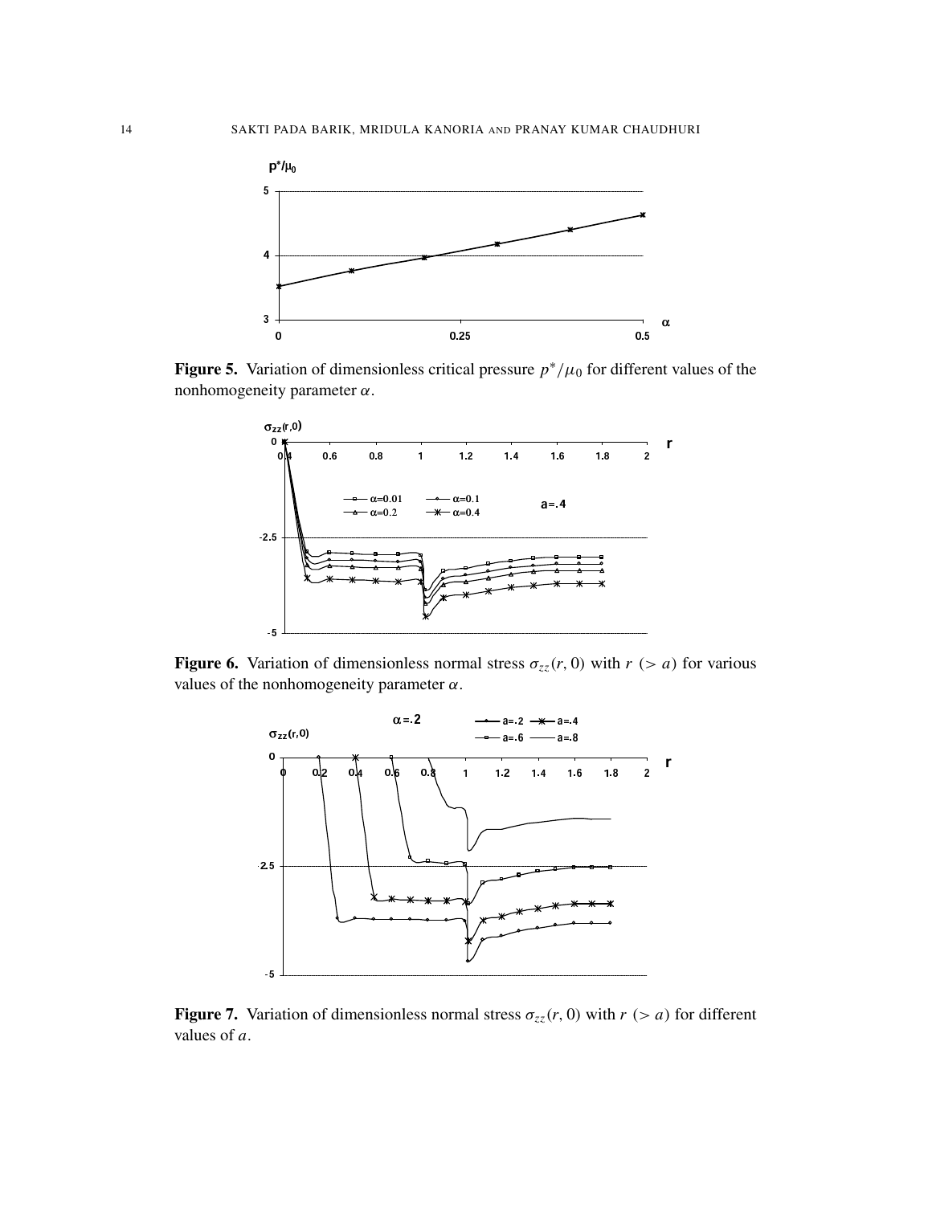**Figure 5.** Variation of dimensionless critical pressure $p^*/\mu_0$ for different values of the nonhomogeneity parameter $\alpha$.

**Figure 6.** Variation of dimensionless normal stress $\sigma_{zz}(r, 0)$ with $r$ $(> a)$ for various values of the nonhomogeneity parameter $\alpha$.

**Figure 7.** Variation of dimensionless normal stress $\sigma_{zz}(r, 0)$ with $r$ $(> a)$ for different values of $a$.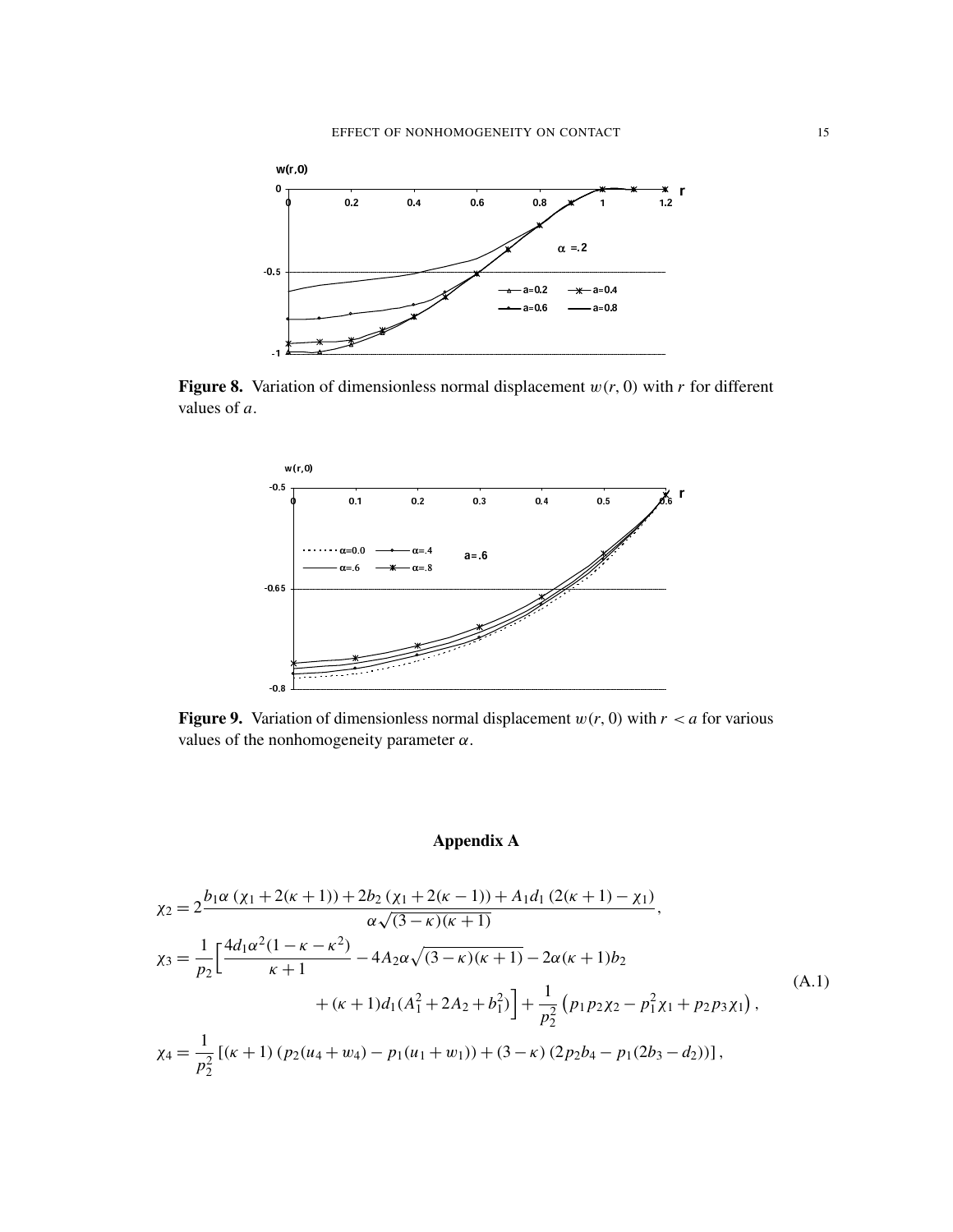**Figure 8.** Variation of dimensionless normal displacement $w(r, 0)$ with $r$ for different values of $a$.

**Figure 9.** Variation of dimensionless normal displacement $w(r, 0)$ with $r < a$ for various values of the nonhomogeneity parameter $\alpha$.

## Appendix A

$$
\begin{aligned}
\chi_2 &= 2\frac{b_1\alpha\,(\chi_1+2(\kappa+1))+2b_2\,(\chi_1+2(\kappa-1))+A_1d_1\,(2(\kappa+1)-\chi_1)}{\alpha\sqrt{(3-\kappa)(\kappa+1)}}, \\
\chi_3 &= \frac{1}{p_2}\Big[\frac{4d_1\alpha^2(1-\kappa-\kappa^2)}{\kappa+1}-4A_2\alpha\sqrt{(3-\kappa)(\kappa+1)}-2\alpha(\kappa+1)b_2 \\
&\qquad\qquad +(\kappa+1)d_1(A_1^2+2A_2+b_1^2)\Big]+\frac{1}{p_2^2}\left(p_1p_2\chi_2-p_1^2\chi_1+p_2p_3\chi_1\right), \\
\chi_4 &= \frac{1}{p_2^2}\left[(\kappa+1)\left(p_2(u_4+w_4)-p_1(u_1+w_1)\right)+(3-\kappa)\left(2p_2b_4-p_1(2b_3-d_2)\right)\right],
\end{aligned}
\tag{A.1}
$$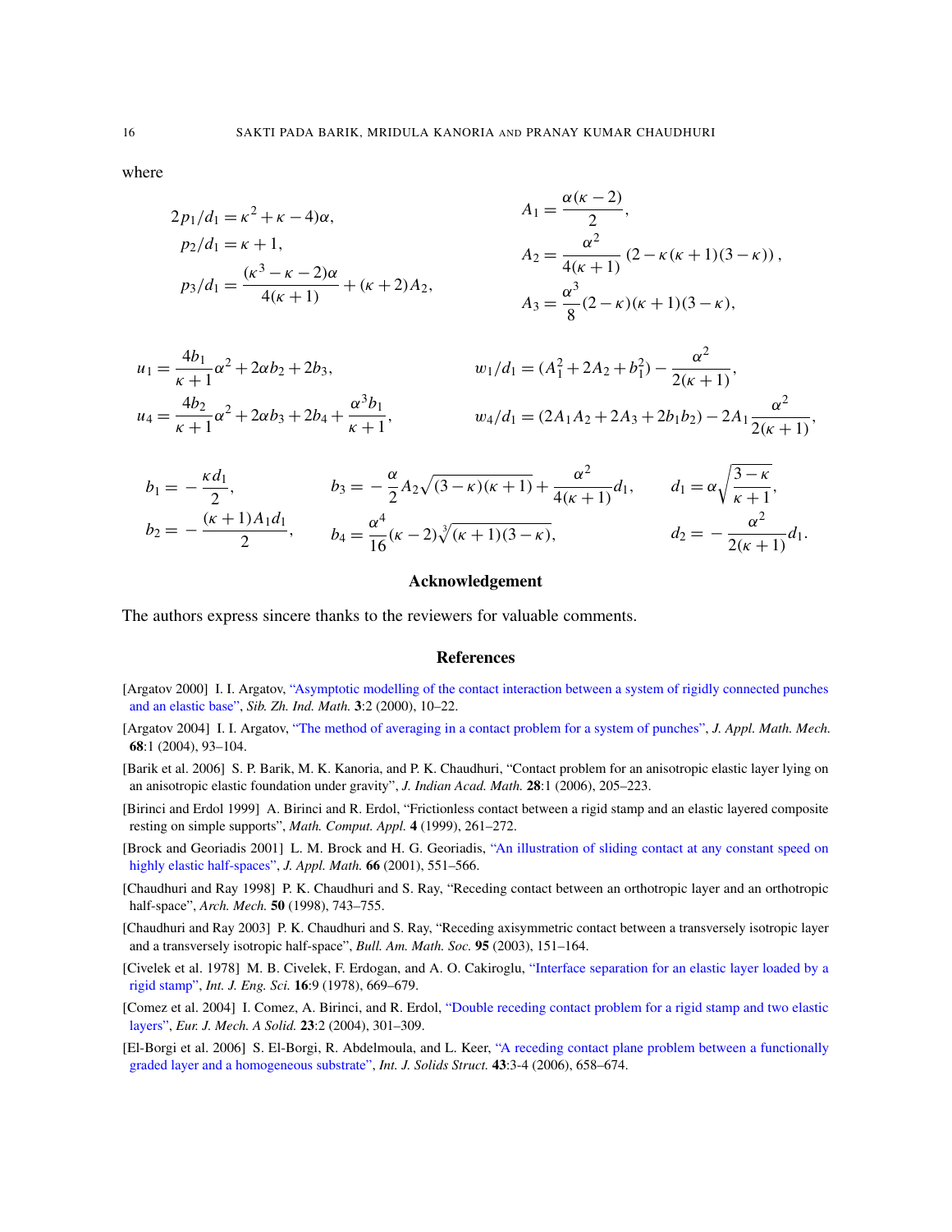where

$$2p_1/d_1 = \kappa^2 + \kappa - 4)\alpha,$$

$$p_2/d_1 = \kappa + 1,$$

$$p_3/d_1 = \frac{(\kappa^3 - \kappa - 2)\alpha}{4(\kappa+1)} + (\kappa+2)A_2,$$

$$A_1 = \frac{\alpha(\kappa-2)}{2},$$

$$A_2 = \frac{\alpha^2}{4(\kappa+1)}\left(2 - \kappa(\kappa+1)(3-\kappa)\right),$$

$$A_3 = \frac{\alpha^3}{8}(2-\kappa)(\kappa+1)(3-\kappa),$$

$$u_1 = \frac{4b_1}{\kappa+1}\alpha^2 + 2\alpha b_2 + 2b_3,$$

$$u_4 = \frac{4b_2}{\kappa+1}\alpha^2 + 2\alpha b_3 + 2b_4 + \frac{\alpha^3 b_1}{\kappa+1},$$

$$w_1/d_1 = (A_1^2 + 2A_2 + b_1^2) - \frac{\alpha^2}{2(\kappa+1)},$$

$$w_4/d_1 = (2A_1A_2 + 2A_3 + 2b_1b_2) - 2A_1\frac{\alpha^2}{2(\kappa+1)},$$

$$b_1 = -\frac{\kappa d_1}{2}, \qquad b_3 = -\frac{\alpha}{2}A_2\sqrt{(3-\kappa)(\kappa+1)} + \frac{\alpha^2}{4(\kappa+1)}d_1, \qquad d_1 = \alpha\sqrt{\frac{3-\kappa}{\kappa+1}},$$

$$b_2 = -\frac{(\kappa+1)A_1d_1}{2}, \qquad b_4 = \frac{\alpha^4}{16}(\kappa-2)\sqrt[3]{(\kappa+1)(3-\kappa)}, \qquad d_2 = -\frac{\alpha^2}{2(\kappa+1)}d_1.$$

## Acknowledgement

The authors express sincere thanks to the reviewers for valuable comments.

## References

[Argatov 2000] I. I. Argatov, "Asymptotic modelling of the contact interaction between a system of rigidly connected punches and an elastic base", *Sib. Zh. Ind. Math.* **3**:2 (2000), 10–22.

[Argatov 2004] I. I. Argatov, "The method of averaging in a contact problem for a system of punches", *J. Appl. Math. Mech.* **68**:1 (2004), 93–104.

[Barik et al. 2006] S. P. Barik, M. K. Kanoria, and P. K. Chaudhuri, "Contact problem for an anisotropic elastic layer lying on an anisotropic elastic foundation under gravity", *J. Indian Acad. Math.* **28**:1 (2006), 205–223.

[Birinci and Erdol 1999] A. Birinci and R. Erdol, "Frictionless contact between a rigid stamp and an elastic layered composite resting on simple supports", *Math. Comput. Appl.* **4** (1999), 261–272.

[Brock and Georiadis 2001] L. M. Brock and H. G. Georiadis, "An illustration of sliding contact at any constant speed on highly elastic half-spaces", *J. Appl. Math.* **66** (2001), 551–566.

[Chaudhuri and Ray 1998] P. K. Chaudhuri and S. Ray, "Receding contact between an orthotropic layer and an orthotropic half-space", *Arch. Mech.* **50** (1998), 743–755.

[Chaudhuri and Ray 2003] P. K. Chaudhuri and S. Ray, "Receding axisymmetric contact between a transversely isotropic layer and a transversely isotropic half-space", *Bull. Am. Math. Soc.* **95** (2003), 151–164.

[Civelek et al. 1978] M. B. Civelek, F. Erdogan, and A. O. Cakiroglu, "Interface separation for an elastic layer loaded by a rigid stamp", *Int. J. Eng. Sci.* **16**:9 (1978), 669–679.

[Comez et al. 2004] I. Comez, A. Birinci, and R. Erdol, "Double receding contact problem for a rigid stamp and two elastic layers", *Eur. J. Mech. A Solid.* **23**:2 (2004), 301–309.

[El-Borgi et al. 2006] S. El-Borgi, R. Abdelmoula, and L. Keer, "A receding contact plane problem between a functionally graded layer and a homogeneous substrate", *Int. J. Solids Struct.* **43**:3-4 (2006), 658–674.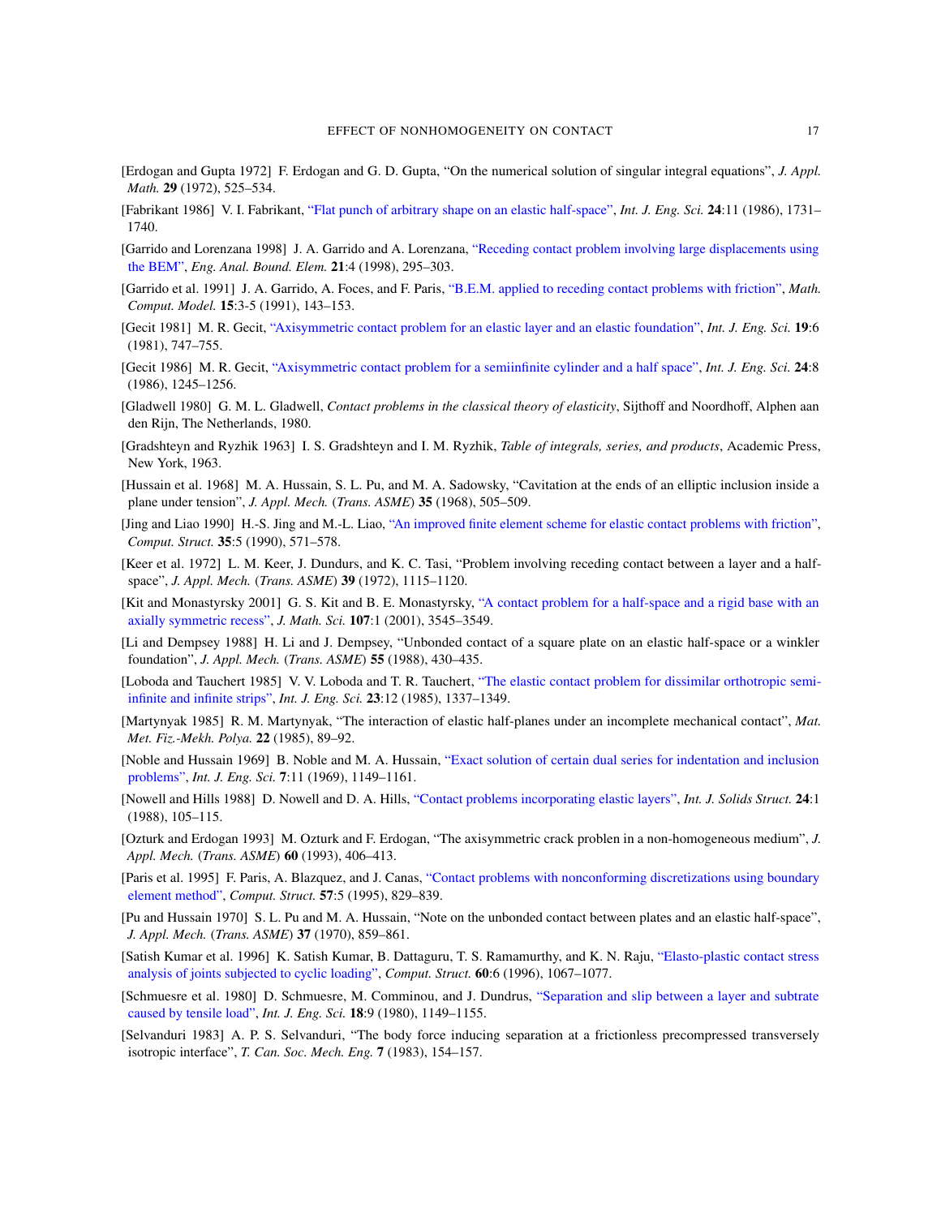[Erdogan and Gupta 1972] F. Erdogan and G. D. Gupta, "On the numerical solution of singular integral equations", *J. Appl. Math.* **29** (1972), 525–534.

[Fabrikant 1986] V. I. Fabrikant, "Flat punch of arbitrary shape on an elastic half-space", *Int. J. Eng. Sci.* **24**:11 (1986), 1731–1740.

[Garrido and Lorenzana 1998] J. A. Garrido and A. Lorenzana, "Receding contact problem involving large displacements using the BEM", *Eng. Anal. Bound. Elem.* **21**:4 (1998), 295–303.

[Garrido et al. 1991] J. A. Garrido, A. Foces, and F. Paris, "B.E.M. applied to receding contact problems with friction", *Math. Comput. Model.* **15**:3-5 (1991), 143–153.

[Gecit 1981] M. R. Gecit, "Axisymmetric contact problem for an elastic layer and an elastic foundation", *Int. J. Eng. Sci.* **19**:6 (1981), 747–755.

[Gecit 1986] M. R. Gecit, "Axisymmetric contact problem for a semiinfinite cylinder and a half space", *Int. J. Eng. Sci.* **24**:8 (1986), 1245–1256.

[Gladwell 1980] G. M. L. Gladwell, *Contact problems in the classical theory of elasticity*, Sijthoff and Noordhoff, Alphen aan den Rijn, The Netherlands, 1980.

[Gradshteyn and Ryzhik 1963] I. S. Gradshteyn and I. M. Ryzhik, *Table of integrals, series, and products*, Academic Press, New York, 1963.

[Hussain et al. 1968] M. A. Hussain, S. L. Pu, and M. A. Sadowsky, "Cavitation at the ends of an elliptic inclusion inside a plane under tension", *J. Appl. Mech. (Trans. ASME)* **35** (1968), 505–509.

[Jing and Liao 1990] H.-S. Jing and M.-L. Liao, "An improved finite element scheme for elastic contact problems with friction", *Comput. Struct.* **35**:5 (1990), 571–578.

[Keer et al. 1972] L. M. Keer, J. Dundurs, and K. C. Tasi, "Problem involving receding contact between a layer and a half-space", *J. Appl. Mech. (Trans. ASME)* **39** (1972), 1115–1120.

[Kit and Monastyrsky 2001] G. S. Kit and B. E. Monastyrsky, "A contact problem for a half-space and a rigid base with an axially symmetric recess", *J. Math. Sci.* **107**:1 (2001), 3545–3549.

[Li and Dempsey 1988] H. Li and J. Dempsey, "Unbonded contact of a square plate on an elastic half-space or a winkler foundation", *J. Appl. Mech. (Trans. ASME)* **55** (1988), 430–435.

[Loboda and Tauchert 1985] V. V. Loboda and T. R. Tauchert, "The elastic contact problem for dissimilar orthotropic semi-infinite and infinite strips", *Int. J. Eng. Sci.* **23**:12 (1985), 1337–1349.

[Martynyak 1985] R. M. Martynyak, "The interaction of elastic half-planes under an incomplete mechanical contact", *Mat. Met. Fiz.-Mekh. Polya.* **22** (1985), 89–92.

[Noble and Hussain 1969] B. Noble and M. A. Hussain, "Exact solution of certain dual series for indentation and inclusion problems", *Int. J. Eng. Sci.* **7**:11 (1969), 1149–1161.

[Nowell and Hills 1988] D. Nowell and D. A. Hills, "Contact problems incorporating elastic layers", *Int. J. Solids Struct.* **24**:1 (1988), 105–115.

[Ozturk and Erdogan 1993] M. Ozturk and F. Erdogan, "The axisymmetric crack problen in a non-homogeneous medium", *J. Appl. Mech. (Trans. ASME)* **60** (1993), 406–413.

[Paris et al. 1995] F. Paris, A. Blazquez, and J. Canas, "Contact problems with nonconforming discretizations using boundary element method", *Comput. Struct.* **57**:5 (1995), 829–839.

[Pu and Hussain 1970] S. L. Pu and M. A. Hussain, "Note on the unbonded contact between plates and an elastic half-space", *J. Appl. Mech. (Trans. ASME)* **37** (1970), 859–861.

[Satish Kumar et al. 1996] K. Satish Kumar, B. Dattaguru, T. S. Ramamurthy, and K. N. Raju, "Elasto-plastic contact stress analysis of joints subjected to cyclic loading", *Comput. Struct.* **60**:6 (1996), 1067–1077.

[Schmuesre et al. 1980] D. Schmuesre, M. Comminou, and J. Dundrus, "Separation and slip between a layer and subtrate caused by tensile load", *Int. J. Eng. Sci.* **18**:9 (1980), 1149–1155.

[Selvanduri 1983] A. P. S. Selvanduri, "The body force inducing separation at a frictionless precompressed transversely isotropic interface", *T. Can. Soc. Mech. Eng.* **7** (1983), 154–157.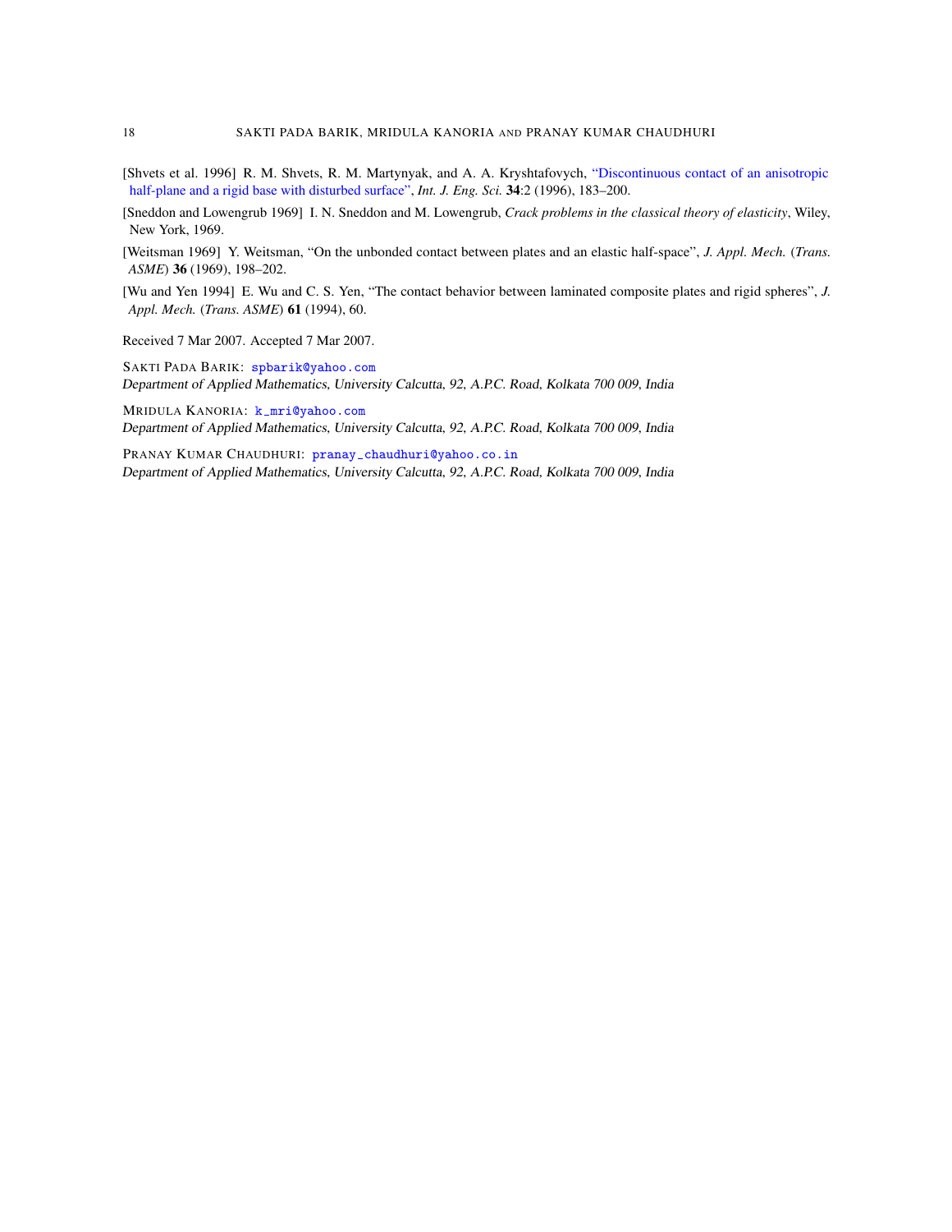[Shvets et al. 1996] R. M. Shvets, R. M. Martynyak, and A. A. Kryshtafovych, "Discontinuous contact of an anisotropic half-plane and a rigid base with disturbed surface", *Int. J. Eng. Sci.* **34**:2 (1996), 183–200.

[Sneddon and Lowengrub 1969] I. N. Sneddon and M. Lowengrub, *Crack problems in the classical theory of elasticity*, Wiley, New York, 1969.

[Weitsman 1969] Y. Weitsman, "On the unbonded contact between plates and an elastic half-space", *J. Appl. Mech.* (*Trans. ASME*) **36** (1969), 198–202.

[Wu and Yen 1994] E. Wu and C. S. Yen, "The contact behavior between laminated composite plates and rigid spheres", *J. Appl. Mech.* (*Trans. ASME*) **61** (1994), 60.

Received 7 Mar 2007. Accepted 7 Mar 2007.

SAKTI PADA BARIK: spbarik@yahoo.com
*Department of Applied Mathematics, University Calcutta, 92, A.P.C. Road, Kolkata 700 009, India*

MRIDULA KANORIA: k_mri@yahoo.com
*Department of Applied Mathematics, University Calcutta, 92, A.P.C. Road, Kolkata 700 009, India*

PRANAY KUMAR CHAUDHURI: pranay_chaudhuri@yahoo.co.in
*Department of Applied Mathematics, University Calcutta, 92, A.P.C. Road, Kolkata 700 009, India*